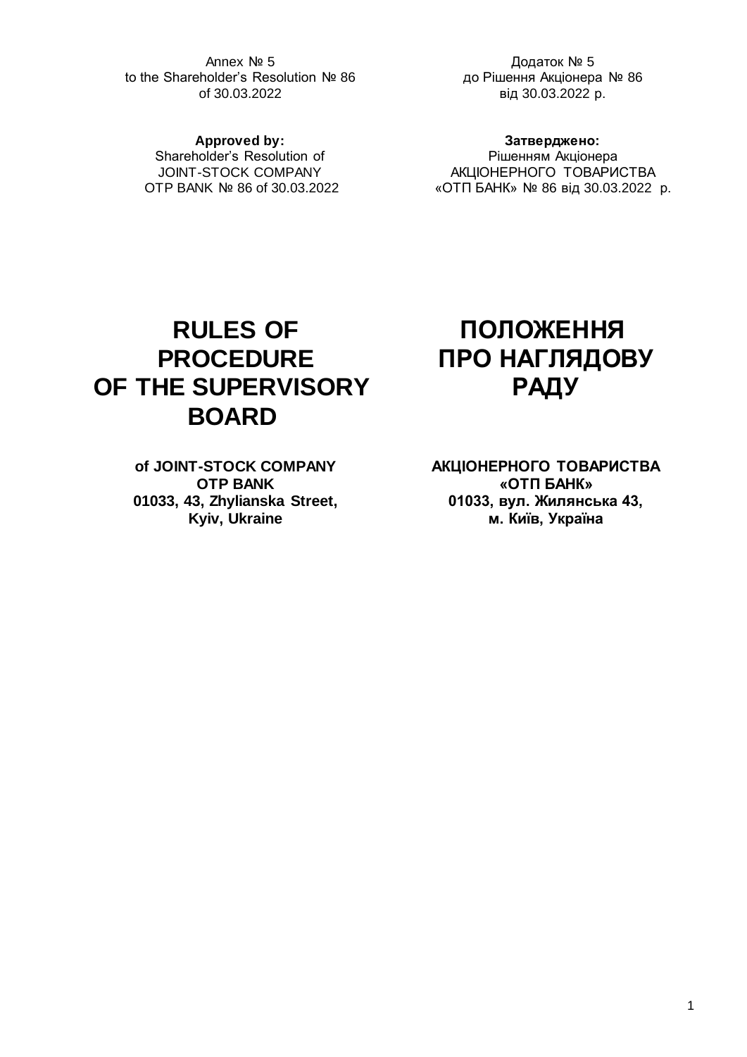Annex № 5
to the Shareholder's Resolution № 86
of 30.03.2022

Додаток № 5
до Рішення Акціонера № 86
від 30.03.2022 р.

**Approved by:**
Shareholder's Resolution of
JOINT-STOCK COMPANY
OTP BANK № 86 of 30.03.2022

**Затверджено:**
Рішенням Акціонера
АКЦІОНЕРНОГО ТОВАРИСТВА
«ОТП БАНК» № 86 від 30.03.2022 р.

# RULES OF PROCEDURE OF THE SUPERVISORY BOARD

# ПОЛОЖЕННЯ ПРО НАГЛЯДОВУ РАДУ

**of JOINT-STOCK COMPANY**
**OTP BANK**
**01033, 43, Zhylianska Street,**
**Kyiv, Ukraine**

**АКЦІОНЕРНОГО ТОВАРИСТВА**
**«ОТП БАНК»**
**01033, вул. Жилянська 43,**
**м. Київ, Україна**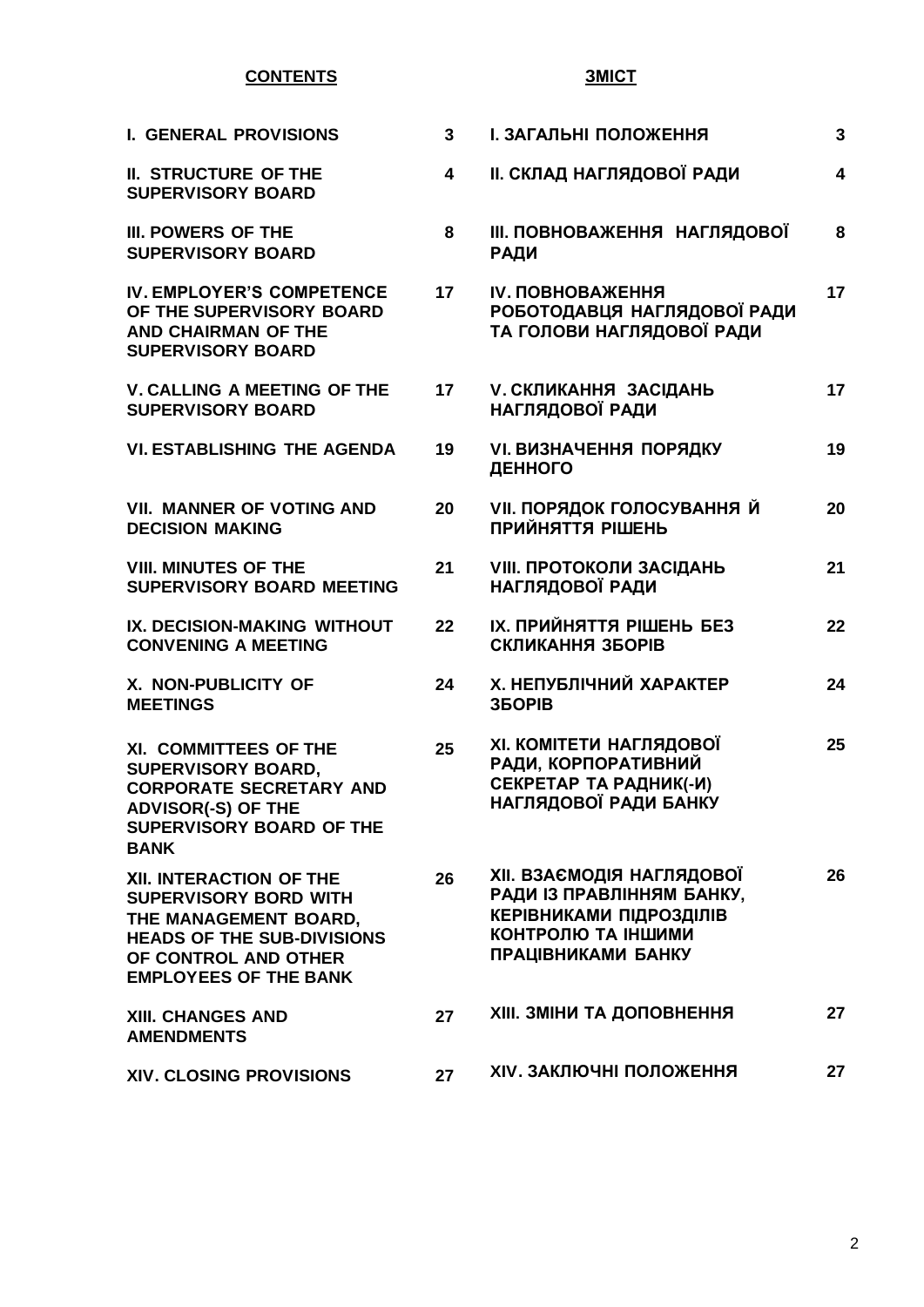| CONTENTS | | ЗМІСТ | |
|---|---|---|---|
| **I. GENERAL PROVISIONS** | **3** | **I. ЗАГАЛЬНІ ПОЛОЖЕННЯ** | **3** |
| **II. STRUCTURE OF THE SUPERVISORY BOARD** | **4** | **II. СКЛАД НАГЛЯДОВОЇ РАДИ** | **4** |
| **III. POWERS OF THE SUPERVISORY BOARD** | **8** | **III. ПОВНОВАЖЕННЯ НАГЛЯДОВОЇ РАДИ** | **8** |
| **IV. EMPLOYER'S COMPETENCE OF THE SUPERVISORY BOARD AND CHAIRMAN OF THE SUPERVISORY BOARD** | **17** | **IV. ПОВНОВАЖЕННЯ РОБОТОДАВЦЯ НАГЛЯДОВОЇ РАДИ ТА ГОЛОВИ НАГЛЯДОВОЇ РАДИ** | **17** |
| **V. CALLING A MEETING OF THE SUPERVISORY BOARD** | **17** | **V. СКЛИКАННЯ ЗАСІДАНЬ НАГЛЯДОВОЇ РАДИ** | **17** |
| **VI. ESTABLISHING THE AGENDA** | **19** | **VI. ВИЗНАЧЕННЯ ПОРЯДКУ ДЕННОГО** | **19** |
| **VII. MANNER OF VOTING AND DECISION MAKING** | **20** | **VII. ПОРЯДОК ГОЛОСУВАННЯ Й ПРИЙНЯТТЯ РІШЕНЬ** | **20** |
| **VIII. MINUTES OF THE SUPERVISORY BOARD MEETING** | **21** | **VIII. ПРОТОКОЛИ ЗАСІДАНЬ НАГЛЯДОВОЇ РАДИ** | **21** |
| **IX. DECISION-MAKING WITHOUT CONVENING A MEETING** | **22** | **IX. ПРИЙНЯТТЯ РІШЕНЬ БЕЗ СКЛИКАННЯ ЗБОРІВ** | **22** |
| **X. NON-PUBLICITY OF MEETINGS** | **24** | **X. НЕПУБЛІЧНИЙ ХАРАКТЕР ЗБОРІВ** | **24** |
| **XI. COMMITTEES OF THE SUPERVISORY BOARD, CORPORATE SECRETARY AND ADVISOR(-S) OF THE SUPERVISORY BOARD OF THE BANK** | **25** | **XI. КОМІТЕТИ НАГЛЯДОВОЇ РАДИ, КОРПОРАТИВНИЙ СЕКРЕТАР ТА РАДНИК(-И) НАГЛЯДОВОЇ РАДИ БАНКУ** | **25** |
| **XII. INTERACTION OF THE SUPERVISORY BORD WITH THE MANAGEMENT BOARD, HEADS OF THE SUB-DIVISIONS OF CONTROL AND OTHER EMPLOYEES OF THE BANK** | **26** | **XII. ВЗАЄМОДІЯ НАГЛЯДОВОЇ РАДИ ІЗ ПРАВЛІННЯМ БАНКУ, КЕРІВНИКАМИ ПІДРОЗДІЛІВ КОНТРОЛЮ ТА ІНШИМИ ПРАЦІВНИКАМИ БАНКУ** | **26** |
| **XIII. CHANGES AND AMENDMENTS** | **27** | **XIII. ЗМІНИ ТА ДОПОВНЕННЯ** | **27** |
| **XIV. CLOSING PROVISIONS** | **27** | **XIV. ЗАКЛЮЧНІ ПОЛОЖЕННЯ** | **27** |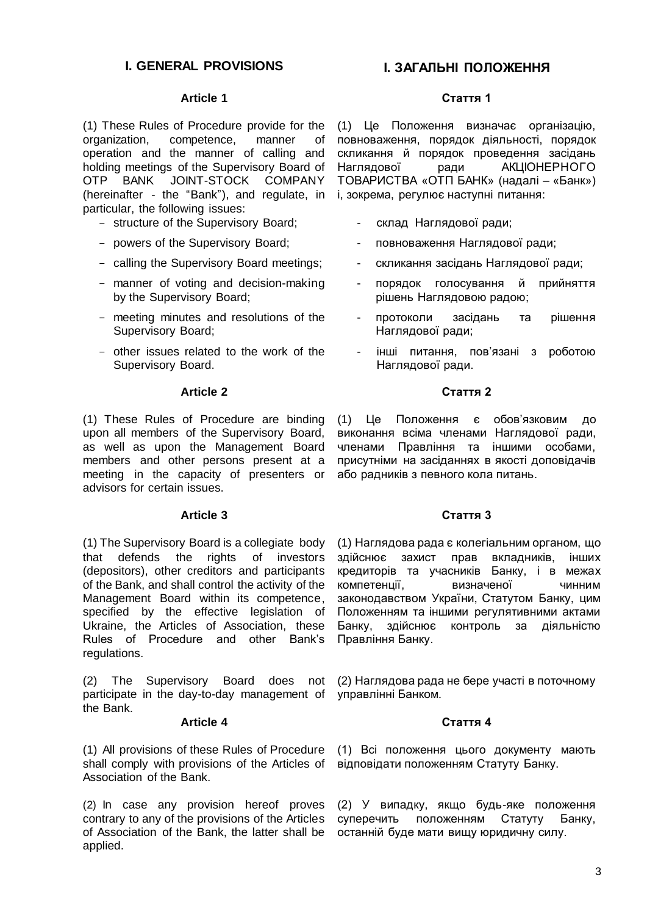## I. GENERAL PROVISIONS

### Article 1

(1) These Rules of Procedure provide for the organization, competence, manner of operation and the manner of calling and holding meetings of the Supervisory Board of OTP BANK JOINT-STOCK COMPANY (hereinafter - the "Bank"), and regulate, in particular, the following issues:

- structure of the Supervisory Board;
- powers of the Supervisory Board;
- calling the Supervisory Board meetings;
- manner of voting and decision-making by the Supervisory Board;
- meeting minutes and resolutions of the Supervisory Board;
- other issues related to the work of the Supervisory Board.

### Article 2

(1) These Rules of Procedure are binding upon all members of the Supervisory Board, as well as upon the Management Board members and other persons present at a meeting in the capacity of presenters or advisors for certain issues.

### Article 3

(1) The Supervisory Board is a collegiate body that defends the rights of investors (depositors), other creditors and participants of the Bank, and shall control the activity of the Management Board within its competence, specified by the effective legislation of Ukraine, the Articles of Association, these Rules of Procedure and other Bank's regulations.

(2) The Supervisory Board does not participate in the day-to-day management of the Bank.

### Article 4

(1) All provisions of these Rules of Procedure shall comply with provisions of the Articles of Association of the Bank.

(2) In case any provision hereof proves contrary to any of the provisions of the Articles of Association of the Bank, the latter shall be applied.

## I. ЗАГАЛЬНІ ПОЛОЖЕННЯ

### Стаття 1

(1) Це Положення визначає організацію, повноваження, порядок діяльності, порядок скликання й порядок проведення засідань Наглядової ради АКЦІОНЕРНОГО ТОВАРИСТВА «ОТП БАНК» (надалі – «Банк») і, зокрема, регулює наступні питання:

- склад Наглядової ради;
- повноваження Наглядової ради;
- скликання засідань Наглядової ради;
- порядок голосування й прийняття рішень Наглядовою радою;
- протоколи засідань та рішення Наглядової ради;
- інші питання, пов'язані з роботою Наглядової ради.

### Стаття 2

(1) Це Положення є обов'язковим до виконання всіма членами Наглядової ради, членами Правління та іншими особами, присутніми на засіданнях в якості доповідачів або радників з певного кола питань.

### Стаття 3

(1) Наглядова рада є колегіальним органом, що здійснює захист прав вкладників, інших кредиторів та учасників Банку, і в межах компетенції, визначеної чинним законодавством України, Статутом Банку, цим Положенням та іншими регулятивними актами Банку, здійснює контроль за діяльністю Правління Банку.

(2) Наглядова рада не бере участі в поточному управлінні Банком.

### Стаття 4

(1) Всі положення цього документу мають відповідати положенням Статуту Банку.

(2) У випадку, якщо будь-яке положення суперечить положенням Статуту Банку, останній буде мати вищу юридичну силу.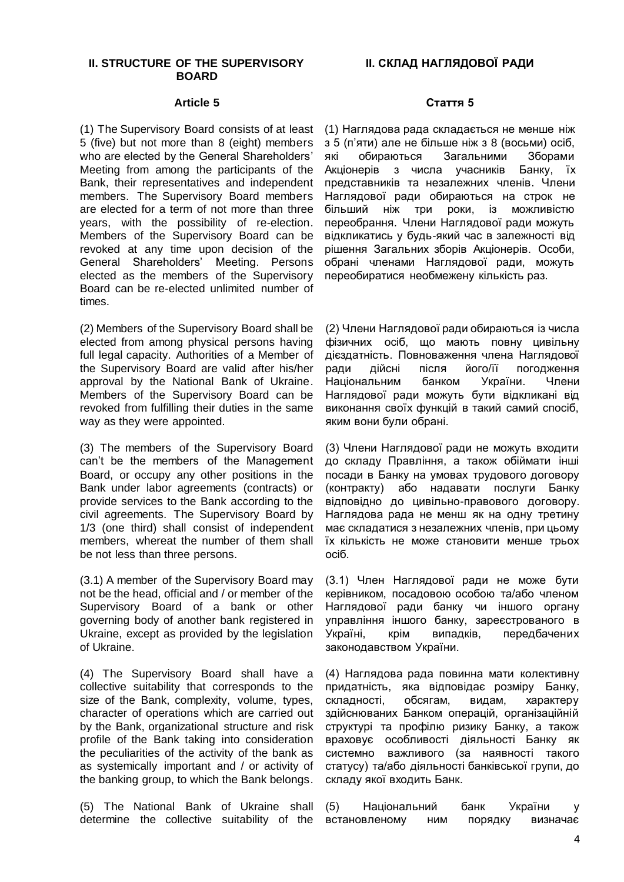## II. STRUCTURE OF THE SUPERVISORY BOARD

### Article 5

(1) The Supervisory Board consists of at least 5 (five) but not more than 8 (eight) members who are elected by the General Shareholders' Meeting from among the participants of the Bank, their representatives and independent members. The Supervisory Board members are elected for a term of not more than three years, with the possibility of re-election. Members of the Supervisory Board can be revoked at any time upon decision of the General Shareholders' Meeting. Persons elected as the members of the Supervisory Board can be re-elected unlimited number of times.

(2) Members of the Supervisory Board shall be elected from among physical persons having full legal capacity. Authorities of a Member of the Supervisory Board are valid after his/her approval by the National Bank of Ukraine. Members of the Supervisory Board can be revoked from fulfilling their duties in the same way as they were appointed.

(3) The members of the Supervisory Board can't be the members of the Management Board, or occupy any other positions in the Bank under labor agreements (contracts) or provide services to the Bank according to the civil agreements. The Supervisory Board by 1/3 (one third) shall consist of independent members, whereat the number of them shall be not less than three persons.

(3.1) A member of the Supervisory Board may not be the head, official and / or member of the Supervisory Board of a bank or other governing body of another bank registered in Ukraine, except as provided by the legislation of Ukraine.

(4) The Supervisory Board shall have a collective suitability that corresponds to the size of the Bank, complexity, volume, types, character of operations which are carried out by the Bank, organizational structure and risk profile of the Bank taking into consideration the peculiarities of the activity of the bank as as systemically important and / or activity of the banking group, to which the Bank belongs.

(5) The National Bank of Ukraine shall determine the collective suitability of the

## II. СКЛАД НАГЛЯДОВОЇ РАДИ

### Стаття 5

(1) Наглядова рада складається не менше ніж з 5 (п'яти) але не більше ніж з 8 (восьми) осіб, які обираються Загальними Зборами Акціонерів з числа учасників Банку, їх представників та незалежних членів. Члени Наглядової ради обираються на строк не більший ніж три роки, із можливістю переобрання. Члени Наглядової ради можуть відкликатись у будь-який час в залежності від рішення Загальних зборів Акціонерів. Особи, обрані членами Наглядової ради, можуть переобиратися необмежену кількість раз.

(2) Члени Наглядової ради обираються із числа фізичних осіб, що мають повну цивільну дієздатність. Повноваження члена Наглядової ради дійсні після його/її погодження Національним банком України. Члени Наглядової ради можуть бути відкликані від виконання своїх функцій в такий самий спосіб, яким вони були обрані.

(3) Члени Наглядової ради не можуть входити до складу Правління, а також обіймати інші посади в Банку на умовах трудового договору (контракту) або надавати послуги Банку відповідно до цивільно-правового договору. Наглядова рада не менш як на одну третину має складатися з незалежних членів, при цьому їх кількість не може становити менше трьох осіб.

(3.1) Член Наглядової ради не може бути керівником, посадовою особою та/або членом Наглядової ради банку чи іншого органу управління іншого банку, зареєстрованого в Україні, крім випадків, передбачених законодавством України.

(4) Наглядова рада повинна мати колективну придатність, яка відповідає розміру Банку, складності, обсягам, видам, характеру здійснюваних Банком операцій, організаційній структурі та профілю ризику Банку, а також враховує особливості діяльності Банку як системно важливого (за наявності такого статусу) та/або діяльності банківської групи, до складу якої входить Банк.

(5) Національний банк України у встановленому ним порядку визначає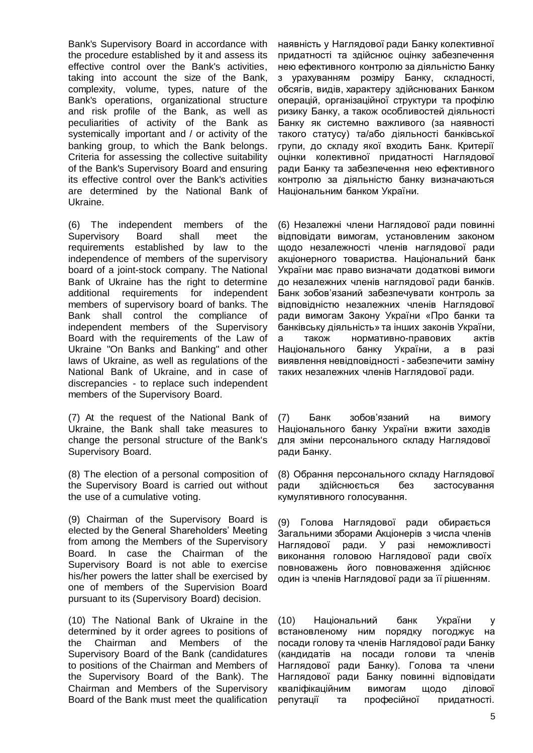Bank's Supervisory Board in accordance with the procedure established by it and assess its effective control over the Bank's activities, taking into account the size of the Bank, complexity, volume, types, nature of the Bank's operations, organizational structure and risk profile of the Bank, as well as peculiarities of activity of the Bank as systemically important and / or activity of the banking group, to which the Bank belongs. Criteria for assessing the collective suitability of the Bank's Supervisory Board and ensuring its effective control over the Bank's activities are determined by the National Bank of Ukraine.

наявність у Наглядової ради Банку колективної придатності та здійснює оцінку забезпечення нею ефективного контролю за діяльністю Банку з урахуванням розміру Банку, складності, обсягів, видів, характеру здійснюваних Банком операцій, організаційної структури та профілю ризику Банку, а також особливостей діяльності Банку як системно важливого (за наявності такого статусу) та/або діяльності банківської групи, до складу якої входить Банк. Критерії оцінки колективної придатності Наглядової ради Банку та забезпечення нею ефективного контролю за діяльністю банку визначаються Національним банком України.

(6) The independent members of the Supervisory Board shall meet the requirements established by law to the independence of members of the supervisory board of a joint-stock company. The National Bank of Ukraine has the right to determine additional requirements for independent members of supervisory board of banks. The Bank shall control the compliance of independent members of the Supervisory Board with the requirements of the Law of Ukraine "On Banks and Banking" and other laws of Ukraine, as well as regulations of the National Bank of Ukraine, and in case of discrepancies - to replace such independent members of the Supervisory Board.

(6) Незалежні члени Наглядової ради повинні відповідати вимогам, установленим законом щодо незалежності членів наглядової ради акціонерного товариства. Національний банк України має право визначати додаткові вимоги до незалежних членів наглядової ради банків. Банк зобов’язаний забезпечувати контроль за відповідністю незалежних членів Наглядової ради вимогам Закону України «Про банки та банківську діяльність» та інших законів України, а також нормативно-правових актів Національного банку України, а в разі виявлення невідповідності - забезпечити заміну таких незалежних членів Наглядової ради.

(7) At the request of the National Bank of Ukraine, the Bank shall take measures to change the personal structure of the Bank's Supervisory Board.

(7) Банк зобов’язаний на вимогу Національного банку України вжити заходів для зміни персонального складу Наглядової ради Банку.

(8) The election of a personal composition of the Supervisory Board is carried out without the use of a cumulative voting.

(8) Обрання персонального складу Наглядової ради здійснюється без застосування кумулятивного голосування.

(9) Chairman of the Supervisory Board is elected by the General Shareholders’ Meeting from among the Members of the Supervisory Board. In case the Chairman of the Supervisory Board is not able to exercise his/her powers the latter shall be exercised by one of members of the Supervision Board pursuant to its (Supervisory Board) decision.

(9) Голова Наглядової ради обирається Загальними зборами Акціонерів з числа членів Наглядової ради. У разі неможливості виконання головою Наглядової ради своїх повноважень його повноваження здійснює один із членів Наглядової ради за її рішенням.

(10) The National Bank of Ukraine in the determined by it order agrees to positions of the Chairman and Members of the Supervisory Board of the Bank (candidatures to positions of the Chairman and Members of the Supervisory Board of the Bank). The Chairman and Members of the Supervisory Board of the Bank must meet the qualification

(10) Національний банк України у встановленому ним порядку погоджує на посади голову та членів Наглядової ради Банку (кандидатів на посади голови та членів Наглядової ради Банку). Голова та члени Наглядової ради Банку повинні відповідати кваліфікаційним вимогам щодо ділової репутації та професійної придатності.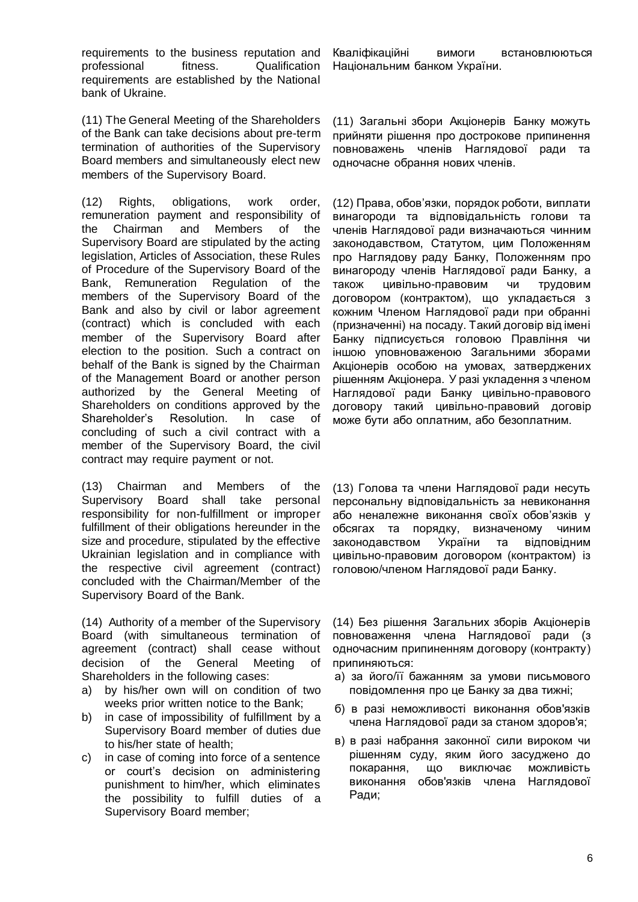requirements to the business reputation and professional fitness. Qualification requirements are established by the National bank of Ukraine.

Кваліфікаційні вимоги встановлюються Національним банком України.

(11) The General Meeting of the Shareholders of the Bank can take decisions about pre-term termination of authorities of the Supervisory Board members and simultaneously elect new members of the Supervisory Board.

(11) Загальні збори Акціонерів Банку можуть прийняти рішення про дострокове припинення повноважень членів Наглядової ради та одночасне обрання нових членів.

(12) Rights, obligations, work order, remuneration payment and responsibility of the Chairman and Members of the Supervisory Board are stipulated by the acting legislation, Articles of Association, these Rules of Procedure of the Supervisory Board of the Bank, Remuneration Regulation of the members of the Supervisory Board of the Bank and also by civil or labor agreement (contract) which is concluded with each member of the Supervisory Board after election to the position. Such a contract on behalf of the Bank is signed by the Chairman of the Management Board or another person authorized by the General Meeting of Shareholders on conditions approved by the Shareholder's Resolution. In case of concluding of such a civil contract with a member of the Supervisory Board, the civil contract may require payment or not.

(12) Права, обов'язки, порядок роботи, виплати винагороди та відповідальність голови та членів Наглядової ради визначаються чинним законодавством, Статутом, цим Положенням про Наглядову раду Банку, Положенням про винагороду членів Наглядової ради Банку, а також цивільно-правовим чи трудовим договором (контрактом), що укладається з кожним Членом Наглядової ради при обранні (призначенні) на посаду. Такий договір від імені Банку підписується головою Правління чи іншою уповноваженою Загальними зборами Акціонерів особою на умовах, затверджених рішенням Акціонера. У разі укладення з членом Наглядової ради Банку цивільно-правового договору такий цивільно-правовий договір може бути або оплатним, або безоплатним.

(13) Chairman and Members of the Supervisory Board shall take personal responsibility for non-fulfillment or improper fulfillment of their obligations hereunder in the size and procedure, stipulated by the effective Ukrainian legislation and in compliance with the respective civil agreement (contract) concluded with the Chairman/Member of the Supervisory Board of the Bank.

(13) Голова та члени Наглядової ради несуть персональну відповідальність за невиконання або неналежне виконання своїх обов'язків у обсягах та порядку, визначеному чиним законодавством України та відповідним цивільно-правовим договором (контрактом) із головою/членом Наглядової ради Банку.

(14) Authority of a member of the Supervisory Board (with simultaneous termination of agreement (contract) shall cease without decision of the General Meeting of Shareholders in the following cases:

a) by his/her own will on condition of two weeks prior written notice to the Bank;
b) in case of impossibility of fulfillment by a Supervisory Board member of duties due to his/her state of health;
c) in case of coming into force of a sentence or court's decision on administering punishment to him/her, which eliminates the possibility to fulfill duties of a Supervisory Board member;

(14) Без рішення Загальних зборів Акціонерів повноваження члена Наглядової ради (з одночасним припиненням договору (контракту) припиняються:

а) за його/її бажанням за умови письмового повідомлення про це Банку за два тижні;
б) в разі неможливості виконання обов'язків члена Наглядової ради за станом здоров'я;
в) в разі набрання законної сили вироком чи рішенням суду, яким його засуджено до покарання, що виключає можливість виконання обов'язків члена Наглядової Ради;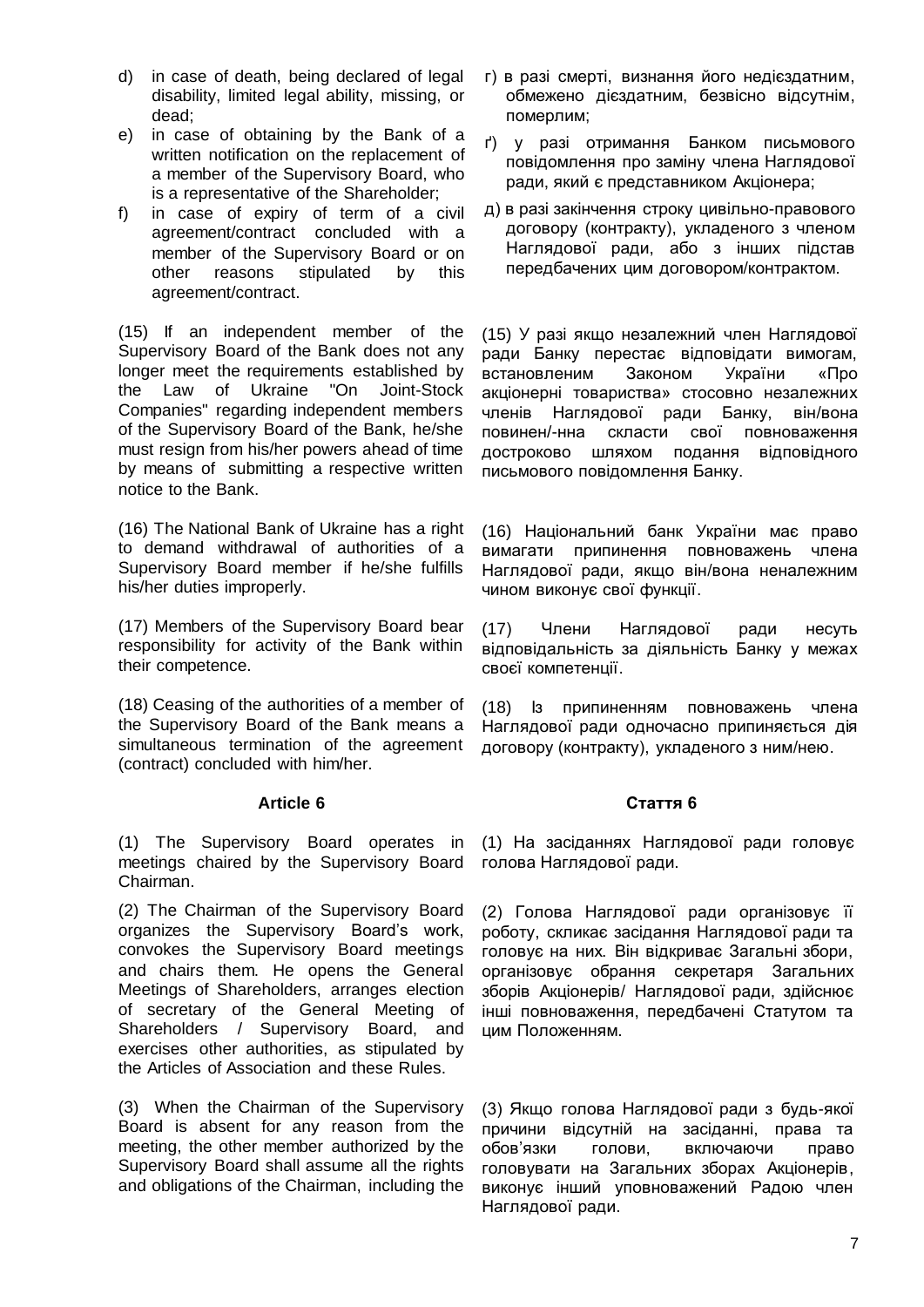d) in case of death, being declared of legal disability, limited legal ability, missing, or dead;

e) in case of obtaining by the Bank of a written notification on the replacement of a member of the Supervisory Board, who is a representative of the Shareholder;

f) in case of expiry of term of a civil agreement/contract concluded with a member of the Supervisory Board or on other reasons stipulated by this agreement/contract.

г) в разі смерті, визнання його недієздатним, обмежено дієздатним, безвісно відсутнім, померлим;

ґ) у разі отримання Банком письмового повідомлення про заміну члена Наглядової ради, який є представником Акціонера;

д) в разі закінчення строку цивільно-правового договору (контракту), укладеного з членом Наглядової ради, або з інших підстав передбачених цим договором/контрактом.

(15) If an independent member of the Supervisory Board of the Bank does not any longer meet the requirements established by the Law of Ukraine "On Joint-Stock Companies" regarding independent members of the Supervisory Board of the Bank, he/she must resign from his/her powers ahead of time by means of submitting a respective written notice to the Bank.

(15) У разі якщо незалежний член Наглядової ради Банку перестає відповідати вимогам, встановленим Законом України «Про акціонерні товариства» стосовно незалежних членів Наглядової ради Банку, він/вона повинен/-нна скласти свої повноваження достроково шляхом подання відповідного письмового повідомлення Банку.

(16) The National Bank of Ukraine has a right to demand withdrawal of authorities of a Supervisory Board member if he/she fulfills his/her duties improperly.

(16) Національний банк України має право вимагати припинення повноважень члена Наглядової ради, якщо він/вона неналежним чином виконує свої функції.

(17) Members of the Supervisory Board bear responsibility for activity of the Bank within their competence.

(17) Члени Наглядової ради несуть відповідальність за діяльність Банку у межах своєї компетенції.

(18) Ceasing of the authorities of a member of the Supervisory Board of the Bank means a simultaneous termination of the agreement (contract) concluded with him/her.

(18) Із припиненням повноважень члена Наглядової ради одночасно припиняється дія договору (контракту), укладеного з ним/нею.

**Article 6**

**Стаття 6**

(1) The Supervisory Board operates in meetings chaired by the Supervisory Board Chairman.

(1) На засіданнях Наглядової ради головує голова Наглядової ради.

(2) The Chairman of the Supervisory Board organizes the Supervisory Board's work, convokes the Supervisory Board meetings and chairs them. He opens the General Meetings of Shareholders, arranges election of secretary of the General Meeting of Shareholders / Supervisory Board, and exercises other authorities, as stipulated by the Articles of Association and these Rules.

(2) Голова Наглядової ради організовує її роботу, скликає засідання Наглядової ради та головує на них. Він відкриває Загальні збори, організовує обрання секретаря Загальних зборів Акціонерів/ Наглядової ради, здійснює інші повноваження, передбачені Статутом та цим Положенням.

(3) When the Chairman of the Supervisory Board is absent for any reason from the meeting, the other member authorized by the Supervisory Board shall assume all the rights and obligations of the Chairman, including the

(3) Якщо голова Наглядової ради з будь-якої причини відсутній на засіданні, права та обов'язки голови, включаючи право головувати на Загальних зборах Акціонерів, виконує інший уповноважений Радою член Наглядової ради.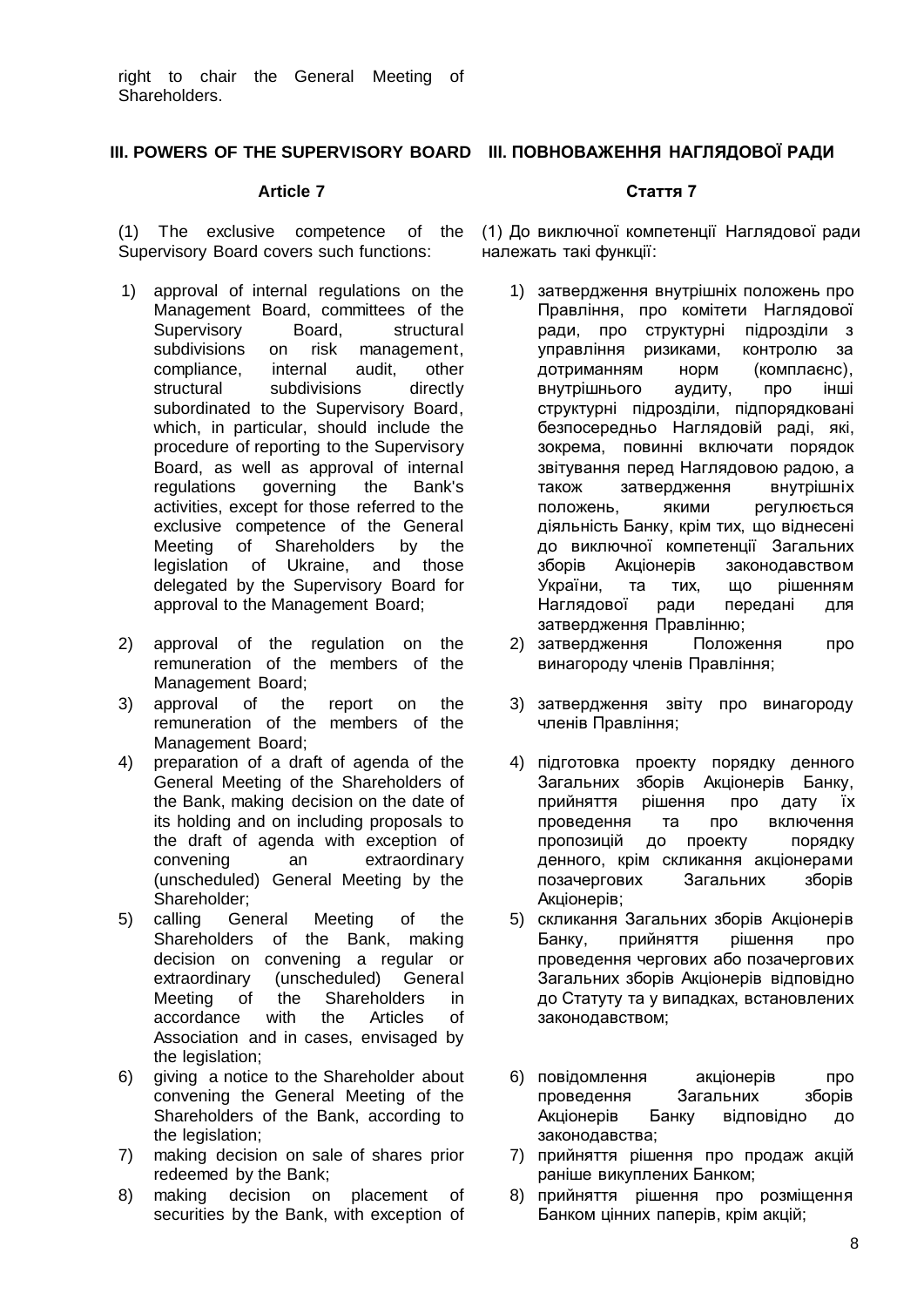right to chair the General Meeting of Shareholders.

## III. POWERS OF THE SUPERVISORY BOARD

### Article 7

(1) The exclusive competence of the Supervisory Board covers such functions:

1) approval of internal regulations on the Management Board, committees of the Supervisory Board, structural subdivisions on risk management, compliance, internal audit, other structural subdivisions directly subordinated to the Supervisory Board, which, in particular, should include the procedure of reporting to the Supervisory Board, as well as approval of internal regulations governing the Bank's activities, except for those referred to the exclusive competence of the General Meeting of Shareholders by the legislation of Ukraine, and those delegated by the Supervisory Board for approval to the Management Board;
2) approval of the regulation on the remuneration of the members of the Management Board;
3) approval of the report on the remuneration of the members of the Management Board;
4) preparation of a draft of agenda of the General Meeting of the Shareholders of the Bank, making decision on the date of its holding and on including proposals to the draft of agenda with exception of convening an extraordinary (unscheduled) General Meeting by the Shareholder;
5) calling General Meeting of the Shareholders of the Bank, making decision on convening a regular or extraordinary (unscheduled) General Meeting of the Shareholders in accordance with the Articles of Association and in cases, envisaged by the legislation;
6) giving a notice to the Shareholder about convening the General Meeting of the Shareholders of the Bank, according to the legislation;
7) making decision on sale of shares prior redeemed by the Bank;
8) making decision on placement of securities by the Bank, with exception of

## III. ПОВНОВАЖЕННЯ НАГЛЯДОВОЇ РАДИ

### Стаття 7

(1) До виключної компетенції Наглядової ради належать такі функції:

1) затвердження внутрішніх положень про Правління, про комітети Наглядової ради, про структурні підрозділи з управління ризиками, контролю за дотриманням норм (комплаєнс), внутрішнього аудиту, про інші структурні підрозділи, підпорядковані безпосередньо Наглядовій раді, які, зокрема, повинні включати порядок звітування перед Наглядовою радою, а також затвердження внутрішніх положень, якими регулюється діяльність Банку, крім тих, що віднесені до виключної компетенції Загальних зборів Акціонерів законодавством України, та тих, що рішенням Наглядової ради передані для затвердження Правлінню;
2) затвердження Положення про винагороду членів Правління;
3) затвердження звіту про винагороду членів Правління;
4) підготовка проекту порядку денного Загальних зборів Акціонерів Банку, прийняття рішення про дату їх проведення та про включення пропозицій до проекту порядку денного, крім скликання акціонерами позачергових Загальних зборів Акціонерів;
5) скликання Загальних зборів Акціонерів Банку, прийняття рішення про проведення чергових або позачергових Загальних зборів Акціонерів відповідно до Статуту та у випадках, встановлених законодавством;
6) повідомлення акціонерів про проведення Загальних зборів Акціонерів Банку відповідно до законодавства;
7) прийняття рішення про продаж акцій раніше викуплених Банком;
8) прийняття рішення про розміщення Банком цінних паперів, крім акцій;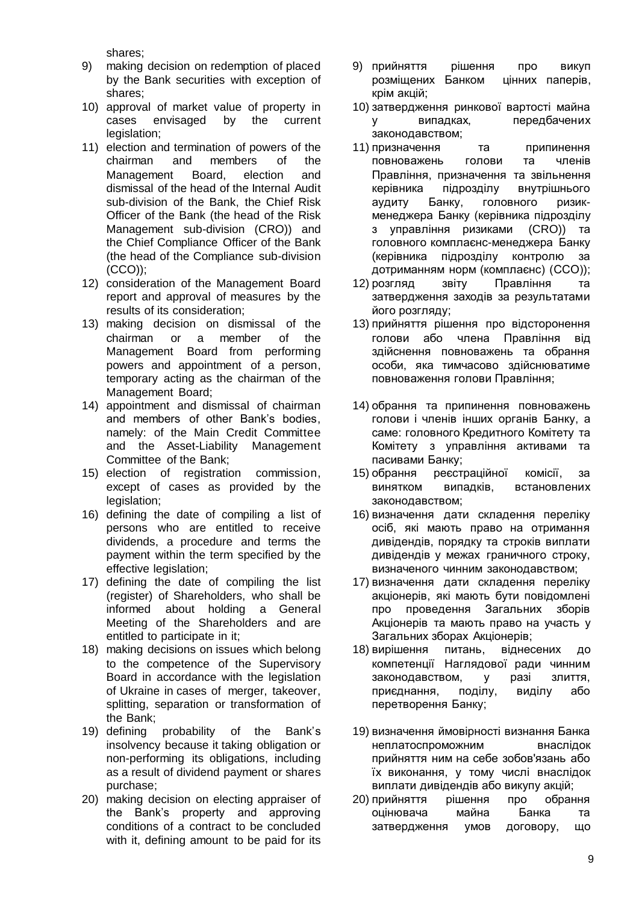shares;

9) making decision on redemption of placed by the Bank securities with exception of shares;
10) approval of market value of property in cases envisaged by the current legislation;
11) election and termination of powers of the chairman and members of the Management Board, election and dismissal of the head of the Internal Audit sub-division of the Bank, the Chief Risk Officer of the Bank (the head of the Risk Management sub-division (CRO)) and the Chief Compliance Officer of the Bank (the head of the Compliance sub-division (CCO));
12) consideration of the Management Board report and approval of measures by the results of its consideration;
13) making decision on dismissal of the chairman or a member of the Management Board from performing powers and appointment of a person, temporary acting as the chairman of the Management Board;
14) appointment and dismissal of chairman and members of other Bank's bodies, namely: of the Main Credit Committee and the Asset-Liability Management Committee of the Bank;
15) election of registration commission, except of cases as provided by the legislation;
16) defining the date of compiling a list of persons who are entitled to receive dividends, a procedure and terms the payment within the term specified by the effective legislation;
17) defining the date of compiling the list (register) of Shareholders, who shall be informed about holding a General Meeting of the Shareholders and are entitled to participate in it;
18) making decisions on issues which belong to the competence of the Supervisory Board in accordance with the legislation of Ukraine in cases of merger, takeover, splitting, separation or transformation of the Bank;
19) defining probability of the Bank's insolvency because it taking obligation or non-performing its obligations, including as a result of dividend payment or shares purchase;
20) making decision on electing appraiser of the Bank's property and approving conditions of a contract to be concluded with it, defining amount to be paid for its

9) прийняття рішення про викуп розміщених Банком цінних паперів, крім акцій;
10) затвердження ринкової вартості майна у випадках, передбачених законодавством;
11) призначення та припинення повноважень голови та членів Правління, призначення та звільнення керівника підрозділу внутрішнього аудиту Банку, головного ризик-менеджера Банку (керівника підрозділу з управління ризиками (CRO)) та головного комплаєнс-менеджера Банку (керівника підрозділу контролю за дотриманням норм (комплаєнс) (CCO));
12) розгляд звіту Правління та затвердження заходів за результатами його розгляду;
13) прийняття рішення про відсторонення голови або члена Правління від здійснення повноважень та обрання особи, яка тимчасово здійснюватиме повноваження голови Правління;
14) обрання та припинення повноважень голови і членів інших органів Банку, а саме: головного Кредитного Комітету та Комітету з управління активами та пасивами Банку;
15) обрання реєстраційної комісії, за винятком випадків, встановлених законодавством;
16) визначення дати складення переліку осіб, які мають право на отримання дивідендів, порядку та строків виплати дивідендів у межах граничного строку, визначеного чинним законодавством;
17) визначення дати складення переліку акціонерів, які мають бути повідомлені про проведення Загальних зборів Акціонерів та мають право на участь у Загальних зборах Акціонерів;
18) вирішення питань, віднесених до компетенції Наглядової ради чинним законодавством, у разі злиття, приєднання, поділу, виділу або перетворення Банку;
19) визначення ймовірності визнання Банка неплатоспроможним внаслідок прийняття ним на себе зобов'язань або їх виконання, у тому числі внаслідок виплати дивідендів або викупу акцій;
20) прийняття рішення про обрання оцінювача майна Банка та затвердження умов договору, що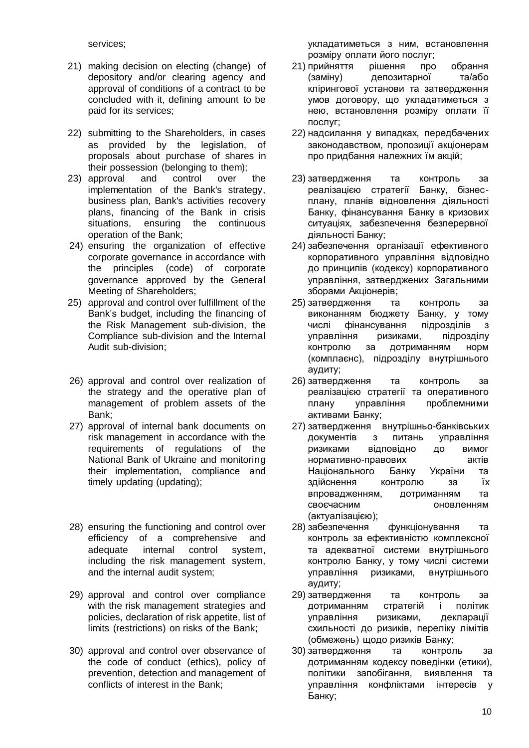services;

21) making decision on electing (change) of depository and/or clearing agency and approval of conditions of a contract to be concluded with it, defining amount to be paid for its services;

22) submitting to the Shareholders, in cases as provided by the legislation, of proposals about purchase of shares in their possession (belonging to them);

23) approval and control over the implementation of the Bank's strategy, business plan, Bank's activities recovery plans, financing of the Bank in crisis situations, ensuring the continuous operation of the Bank;

24) ensuring the organization of effective corporate governance in accordance with the principles (code) of corporate governance approved by the General Meeting of Shareholders;

25) approval and control over fulfillment of the Bank's budget, including the financing of the Risk Management sub-division, the Compliance sub-division and the Internal Audit sub-division;

26) approval and control over realization of the strategy and the operative plan of management of problem assets of the Bank;

27) approval of internal bank documents on risk management in accordance with the requirements of regulations of the National Bank of Ukraine and monitoring their implementation, compliance and timely updating (updating);

28) ensuring the functioning and control over efficiency of a comprehensive and adequate internal control system, including the risk management system, and the internal audit system;

29) approval and control over compliance with the risk management strategies and policies, declaration of risk appetite, list of limits (restrictions) on risks of the Bank;

30) approval and control over observance of the code of conduct (ethics), policy of prevention, detection and management of conflicts of interest in the Bank;

укладатиметься з ним, встановлення розміру оплати його послуг;

21) прийняття рішення про обрання (заміну) депозитарної та/або клірингової установи та затвердження умов договору, що укладатиметься з нею, встановлення розміру оплати її послуг;

22) надсилання у випадках, передбачених законодавством, пропозиції акціонерам про придбання належних їм акцій;

23) затвердження та контроль за реалізацією стратегії Банку, бізнес-плану, планів відновлення діяльності Банку, фінансування Банку в кризових ситуаціях, забезпечення безперервної діяльності Банку;

24) забезпечення організації ефективного корпоративного управління відповідно до принципів (кодексу) корпоративного управління, затверджених Загальними зборами Акціонерів;

25) затвердження та контроль за виконанням бюджету Банку, у тому числі фінансування підрозділів з управління ризиками, підрозділу контролю за дотриманням норм (комплаєнс), підрозділу внутрішнього аудиту;

26) затвердження та контроль за реалізацією стратегії та оперативного плану управління проблемними активами Банку;

27) затвердження внутрішньо-банківських документів з питань управління ризиками відповідно до вимог нормативно-правових актів Національного Банку України та здійснення контролю за їх впровадженням, дотриманням та своєчасним оновленням (актуалізацією);

28) забезпечення функціонування та контроль за ефективністю комплексної та адекватної системи внутрішнього контролю Банку, у тому числі системи управління ризиками, внутрішнього аудиту;

29) затвердження та контроль за дотриманням стратегій і політик управління ризиками, декларації схильності до ризиків, переліку лімітів (обмежень) щодо ризиків Банку;

30) затвердження та контроль за дотриманням кодексу поведінки (етики), політики запобігання, виявлення та управління конфліктами інтересів у Банку;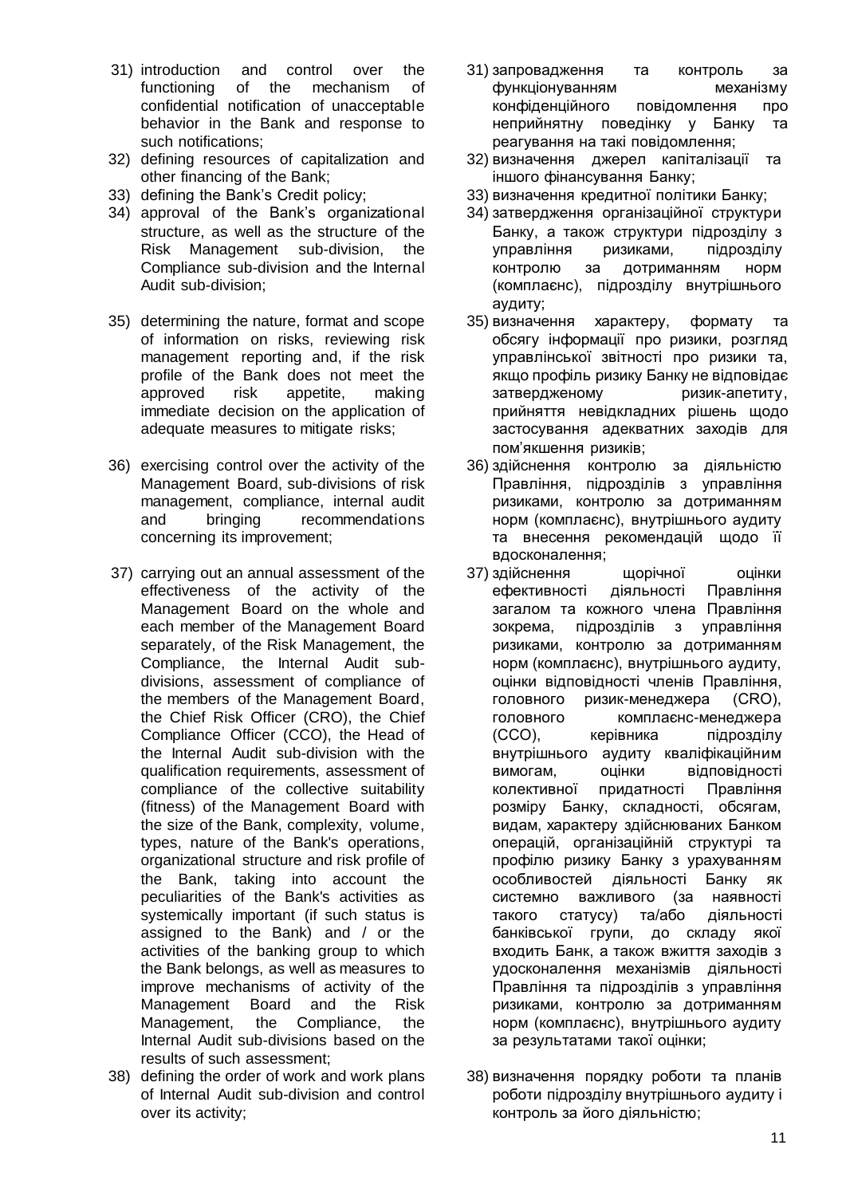31) introduction and control over the functioning of the mechanism of confidential notification of unacceptable behavior in the Bank and response to such notifications;
32) defining resources of capitalization and other financing of the Bank;
33) defining the Bank's Credit policy;
34) approval of the Bank's organizational structure, as well as the structure of the Risk Management sub-division, the Compliance sub-division and the Internal Audit sub-division;
35) determining the nature, format and scope of information on risks, reviewing risk management reporting and, if the risk profile of the Bank does not meet the approved risk appetite, making immediate decision on the application of adequate measures to mitigate risks;
36) exercising control over the activity of the Management Board, sub-divisions of risk management, compliance, internal audit and bringing recommendations concerning its improvement;
37) carrying out an annual assessment of the effectiveness of the activity of the Management Board on the whole and each member of the Management Board separately, of the Risk Management, the Compliance, the Internal Audit sub-divisions, assessment of compliance of the members of the Management Board, the Chief Risk Officer (CRO), the Chief Compliance Officer (CCO), the Head of the Internal Audit sub-division with the qualification requirements, assessment of compliance of the collective suitability (fitness) of the Management Board with the size of the Bank, complexity, volume, types, nature of the Bank's operations, organizational structure and risk profile of the Bank, taking into account the peculiarities of the Bank's activities as systemically important (if such status is assigned to the Bank) and / or the activities of the banking group to which the Bank belongs, as well as measures to improve mechanisms of activity of the Management Board and the Risk Management, the Compliance, the Internal Audit sub-divisions based on the results of such assessment;
38) defining the order of work and work plans of Internal Audit sub-division and control over its activity;

31) запровадження та контроль за функціонуванням механізму конфіденційного повідомлення про неприйнятну поведінку у Банку та реагування на такі повідомлення;
32) визначення джерел капіталізації та іншого фінансування Банку;
33) визначення кредитної політики Банку;
34) затвердження організаційної структури Банку, а також структури підрозділу з управління ризиками, підрозділу контролю за дотриманням норм (комплаєнс), підрозділу внутрішнього аудиту;
35) визначення характеру, формату та обсягу інформації про ризики, розгляд управлінської звітності про ризики та, якщо профіль ризику Банку не відповідає затвердженому ризик-апетиту, прийняття невідкладних рішень щодо застосування адекватних заходів для пом'якшення ризиків;
36) здійснення контролю за діяльністю Правління, підрозділів з управління ризиками, контролю за дотриманням норм (комплаєнс), внутрішнього аудиту та внесення рекомендацій щодо її вдосконалення;
37) здійснення щорічної оцінки ефективності діяльності Правління загалом та кожного члена Правління зокрема, підрозділів з управління ризиками, контролю за дотриманням норм (комплаєнс), внутрішнього аудиту, оцінки відповідності членів Правління, головного ризик-менеджера (CRO), головного комплаєнс-менеджера (CCO), керівника підрозділу внутрішнього аудиту кваліфікаційним вимогам, оцінки відповідності колективної придатності Правління розміру Банку, складності, обсягам, видам, характеру здійснюваних Банком операцій, організаційній структурі та профілю ризику Банку з урахуванням особливостей діяльності Банку як системно важливого (за наявності такого статусу) та/або діяльності банківської групи, до складу якої входить Банк, а також вжиття заходів з удосконалення механізмів діяльності Правління та підрозділів з управління ризиками, контролю за дотриманням норм (комплаєнс), внутрішнього аудиту за результатами такої оцінки;
38) визначення порядку роботи та планів роботи підрозділу внутрішнього аудиту і контроль за його діяльністю;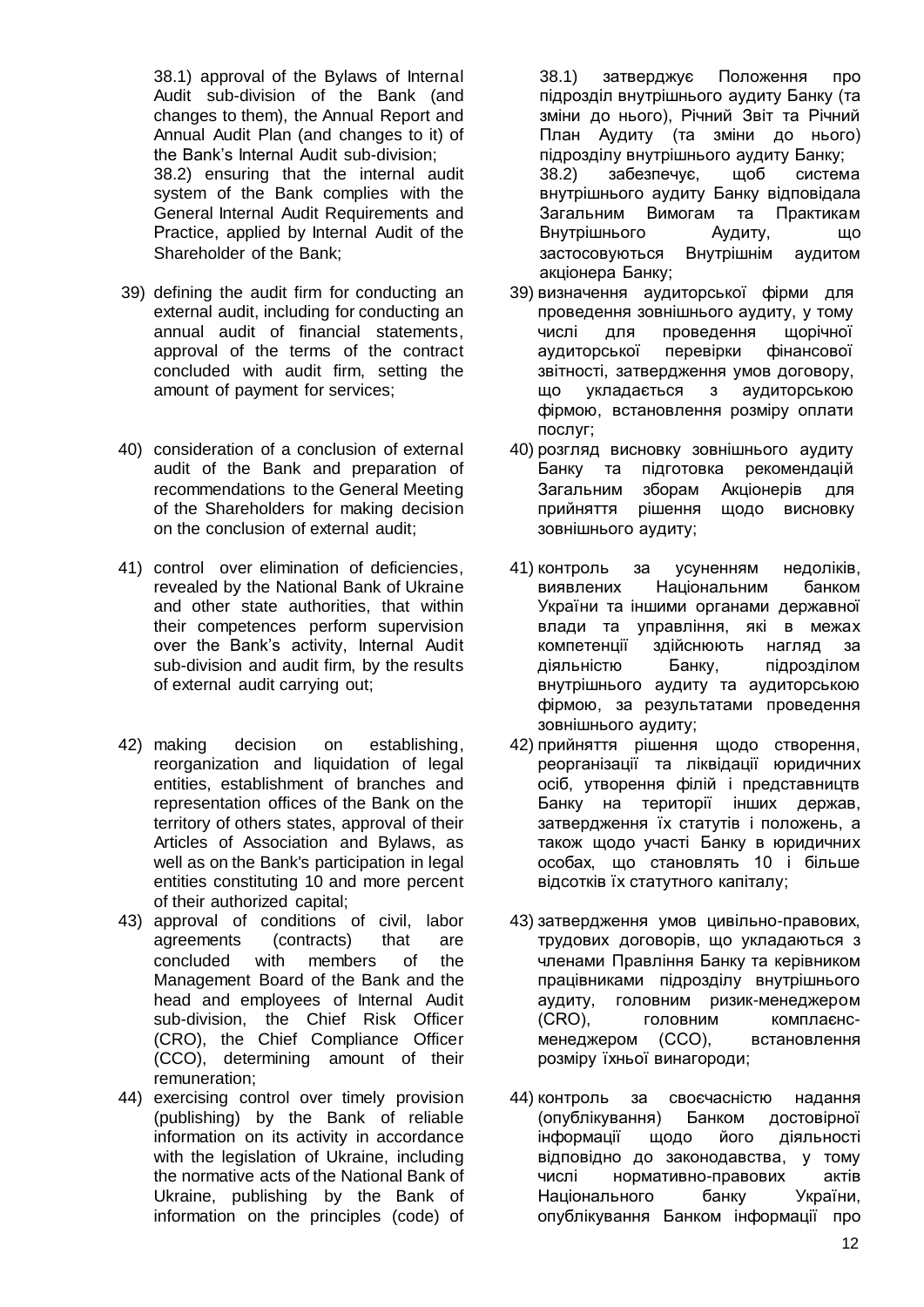38.1) approval of the Bylaws of Internal Audit sub-division of the Bank (and changes to them), the Annual Report and Annual Audit Plan (and changes to it) of the Bank's Internal Audit sub-division;
38.2) ensuring that the internal audit system of the Bank complies with the General Internal Audit Requirements and Practice, applied by Internal Audit of the Shareholder of the Bank;

39) defining the audit firm for conducting an external audit, including for conducting an annual audit of financial statements, approval of the terms of the contract concluded with audit firm, setting the amount of payment for services;

40) consideration of a conclusion of external audit of the Bank and preparation of recommendations to the General Meeting of the Shareholders for making decision on the conclusion of external audit;

41) control over elimination of deficiencies, revealed by the National Bank of Ukraine and other state authorities, that within their competences perform supervision over the Bank's activity, Internal Audit sub-division and audit firm, by the results of external audit carrying out;

42) making decision on establishing, reorganization and liquidation of legal entities, establishment of branches and representation offices of the Bank on the territory of others states, approval of their Articles of Association and Bylaws, as well as on the Bank's participation in legal entities constituting 10 and more percent of their authorized capital;

43) approval of conditions of civil, labor agreements (contracts) that are concluded with members of the Management Board of the Bank and the head and employees of Internal Audit sub-division, the Chief Risk Officer (CRO), the Chief Compliance Officer (CCO), determining amount of their remuneration;

44) exercising control over timely provision (publishing) by the Bank of reliable information on its activity in accordance with the legislation of Ukraine, including the normative acts of the National Bank of Ukraine, publishing by the Bank of information on the principles (code) of

38.1) затверджує Положення про підрозділ внутрішнього аудиту Банку (та зміни до нього), Річний Звіт та Річний План Аудиту (та зміни до нього) підрозділу внутрішнього аудиту Банку;
38.2) забезпечує, щоб система внутрішнього аудиту Банку відповідала Загальним Вимогам та Практикам Внутрішнього Аудиту, що застосовуються Внутрішнім аудитом акціонера Банку;

39) визначення аудиторської фірми для проведення зовнішнього аудиту, у тому числі для проведення щорічної аудиторської перевірки фінансової звітності, затвердження умов договору, що укладається з аудиторською фірмою, встановлення розміру оплати послуг;

40) розгляд висновку зовнішнього аудиту Банку та підготовка рекомендацій Загальним зборам Акціонерів для прийняття рішення щодо висновку зовнішнього аудиту;

41) контроль за усуненням недоліків, виявлених Національним банком України та іншими органами державної влади та управління, які в межах компетенції здійснюють нагляд за діяльністю Банку, підрозділом внутрішнього аудиту та аудиторською фірмою, за результатами проведення зовнішнього аудиту;

42) прийняття рішення щодо створення, реорганізації та ліквідації юридичних осіб, утворення філій і представництв Банку на території інших держав, затвердження їх статутів і положень, а також щодо участі Банку в юридичних особах, що становлять 10 і більше відсотків їх статутного капіталу;

43) затвердження умов цивільно-правових, трудових договорів, що укладаються з членами Правління Банку та керівником працівниками підрозділу внутрішнього аудиту, головним ризик-менеджером (CRO), головним комплаєнс-менеджером (CCO), встановлення розміру їхньої винагороди;

44) контроль за своєчасністю надання (опублікування) Банком достовірної інформації щодо його діяльності відповідно до законодавства, у тому числі нормативно-правових актів Національного банку України, опублікування Банком інформації про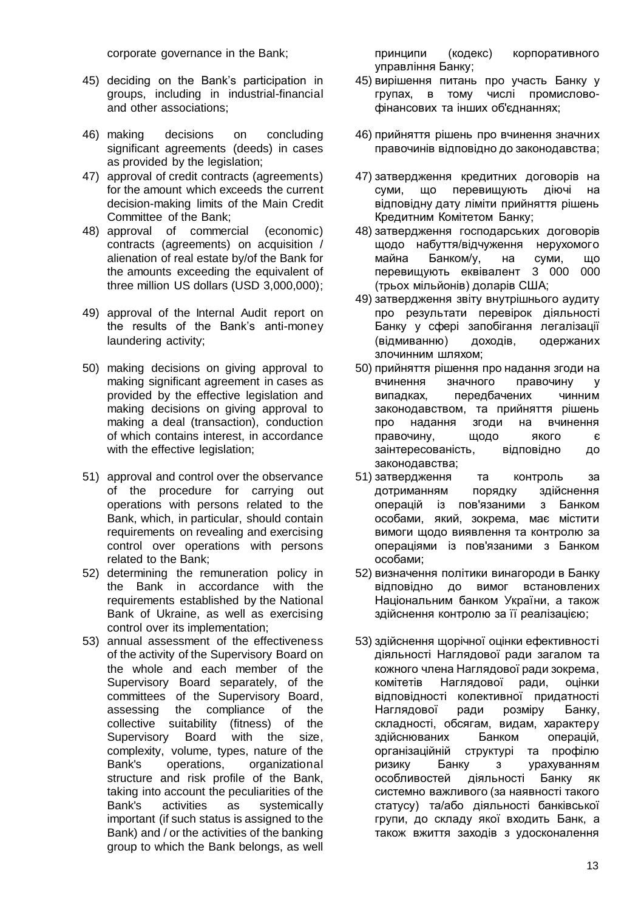corporate governance in the Bank;

45) deciding on the Bank's participation in groups, including in industrial-financial and other associations;

46) making decisions on concluding significant agreements (deeds) in cases as provided by the legislation;

47) approval of credit contracts (agreements) for the amount which exceeds the current decision-making limits of the Main Credit Committee of the Bank;

48) approval of commercial (economic) contracts (agreements) on acquisition / alienation of real estate by/of the Bank for the amounts exceeding the equivalent of three million US dollars (USD 3,000,000);

49) approval of the Internal Audit report on the results of the Bank's anti-money laundering activity;

50) making decisions on giving approval to making significant agreement in cases as provided by the effective legislation and making decisions on giving approval to making a deal (transaction), conduction of which contains interest, in accordance with the effective legislation;

51) approval and control over the observance of the procedure for carrying out operations with persons related to the Bank, which, in particular, should contain requirements on revealing and exercising control over operations with persons related to the Bank;

52) determining the remuneration policy in the Bank in accordance with the requirements established by the National Bank of Ukraine, as well as exercising control over its implementation;

53) annual assessment of the effectiveness of the activity of the Supervisory Board on the whole and each member of the Supervisory Board separately, of the committees of the Supervisory Board, assessing the compliance of the collective suitability (fitness) of the Supervisory Board with the size, complexity, volume, types, nature of the Bank's operations, organizational structure and risk profile of the Bank, taking into account the peculiarities of the Bank's activities as systemically important (if such status is assigned to the Bank) and / or the activities of the banking group to which the Bank belongs, as well

принципи (кодекс) корпоративного управління Банку;

45) вирішення питань про участь Банку у групах, в тому числі промислово-фінансових та інших об'єднаннях;

46) прийняття рішень про вчинення значних правочинів відповідно до законодавства;

47) затвердження кредитних договорів на суми, що перевищують діючі на відповідну дату ліміти прийняття рішень Кредитним Комітетом Банку;

48) затвердження господарських договорів щодо набуття/відчуження нерухомого майна Банком/у, на суми, що перевищують еквівалент 3 000 000 (трьох мільйонів) доларів США;

49) затвердження звіту внутрішнього аудиту про результати перевірок діяльності Банку у сфері запобігання легалізації (відмиванню) доходів, одержаних злочинним шляхом;

50) прийняття рішення про надання згоди на вчинення значного правочину у випадках, передбачених чинним законодавством, та прийняття рішень про надання згоди на вчинення правочину, щодо якого є заінтересованість, відповідно до законодавства;

51) затвердження та контроль за дотриманням порядку здійснення операцій із пов'язаними з Банком особами, який, зокрема, має містити вимоги щодо виявлення та контролю за операціями із пов'язаними з Банком особами;

52) визначення політики винагороди в Банку відповідно до вимог встановлених Національним банком України, а також здійснення контролю за її реалізацією;

53) здійснення щорічної оцінки ефективності діяльності Наглядової ради загалом та кожного члена Наглядової ради зокрема, комітетів Наглядової ради, оцінки відповідності колективної придатності Наглядової ради розміру Банку, складності, обсягам, видам, характеру здійснюваних Банком операцій, організаційній структурі та профілю ризику Банку з урахуванням особливостей діяльності Банку як системно важливого (за наявності такого статусу) та/або діяльності банківської групи, до складу якої входить Банк, а також вжиття заходів з удосконалення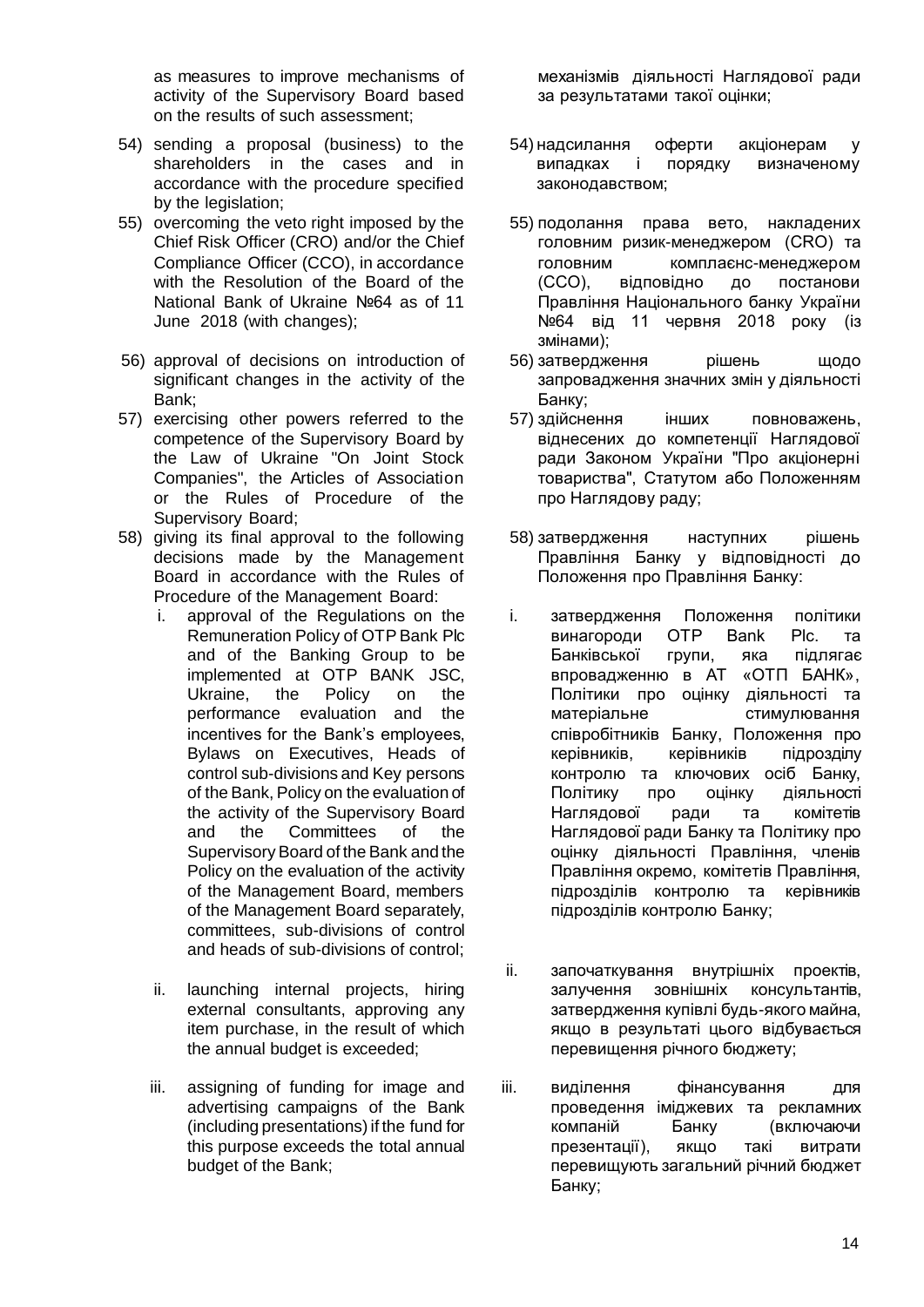as measures to improve mechanisms of activity of the Supervisory Board based on the results of such assessment;

54) sending a proposal (business) to the shareholders in the cases and in accordance with the procedure specified by the legislation;

55) overcoming the veto right imposed by the Chief Risk Officer (CRO) and/or the Chief Compliance Officer (CCO), in accordance with the Resolution of the Board of the National Bank of Ukraine №64 as of 11 June 2018 (with changes);

56) approval of decisions on introduction of significant changes in the activity of the Bank;

57) exercising other powers referred to the competence of the Supervisory Board by the Law of Ukraine "On Joint Stock Companies", the Articles of Association or the Rules of Procedure of the Supervisory Board;

58) giving its final approval to the following decisions made by the Management Board in accordance with the Rules of Procedure of the Management Board:

   i. approval of the Regulations on the Remuneration Policy of OTP Bank Plc and of the Banking Group to be implemented at OTP BANK JSC, Ukraine, the Policy on the performance evaluation and the incentives for the Bank's employees, Bylaws on Executives, Heads of control sub-divisions and Key persons of the Bank, Policy on the evaluation of the activity of the Supervisory Board and the Committees of the Supervisory Board of the Bank and the Policy on the evaluation of the activity of the Management Board, members of the Management Board separately, committees, sub-divisions of control and heads of sub-divisions of control;

   ii. launching internal projects, hiring external consultants, approving any item purchase, in the result of which the annual budget is exceeded;

   iii. assigning of funding for image and advertising campaigns of the Bank (including presentations) if the fund for this purpose exceeds the total annual budget of the Bank;

механізмів діяльності Наглядової ради за результатами такої оцінки;

54) надсилання оферти акціонерам у випадках і порядку визначеному законодавством;

55) подолання права вето, накладених головним ризик-менеджером (CRO) та головним комплаєнс-менеджером (CCO), відповідно до постанови Правління Національного банку України №64 від 11 червня 2018 року (із змінами);

56) затвердження рішень щодо запровадження значних змін у діяльності Банку;

57) здійснення інших повноважень, віднесених до компетенції Наглядової ради Законом України "Про акціонерні товариства", Статутом або Положенням про Наглядову раду;

58) затвердження наступних рішень Правління Банку у відповідності до Положення про Правління Банку:

   i. затвердження Положення політики винагороди OTP Bank Plc. та Банківської групи, яка підлягає впровадженню в АТ «ОТП БАНК», Політики про оцінку діяльності та матеріальне стимулювання співробітників Банку, Положення про керівників, керівників підрозділу контролю та ключових осіб Банку, Політику про оцінку діяльності Наглядової ради та комітетів Наглядової ради Банку та Політику про оцінку діяльності Правління, членів Правління окремо, комітетів Правління, підрозділів контролю та керівників підрозділів контролю Банку;

   ii. започаткування внутрішніх проектів, залучення зовнішніх консультантів, затвердження купівлі будь-якого майна, якщо в результаті цього відбувається перевищення річного бюджету;

   iii. виділення фінансування для проведення іміджевих та рекламних компаній Банку (включаючи презентації), якщо такі витрати перевищують загальний річний бюджет Банку;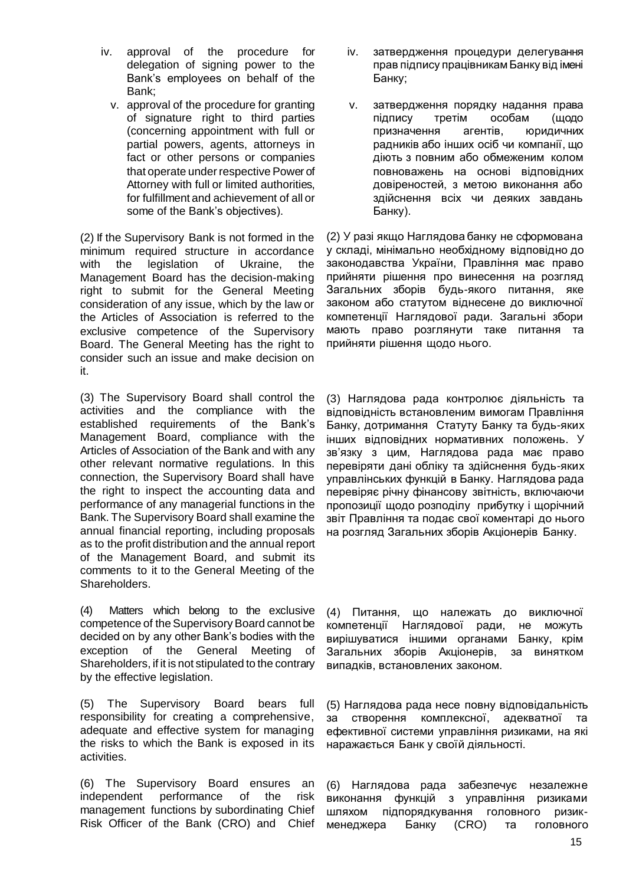iv. approval of the procedure for delegation of signing power to the Bank's employees on behalf of the Bank;

v. approval of the procedure for granting of signature right to third parties (concerning appointment with full or partial powers, agents, attorneys in fact or other persons or companies that operate under respective Power of Attorney with full or limited authorities, for fulfillment and achievement of all or some of the Bank's objectives).

(2) If the Supervisory Bank is not formed in the minimum required structure in accordance with the legislation of Ukraine, the Management Board has the decision-making right to submit for the General Meeting consideration of any issue, which by the law or the Articles of Association is referred to the exclusive competence of the Supervisory Board. The General Meeting has the right to consider such an issue and make decision on it.

(3) The Supervisory Board shall control the activities and the compliance with the established requirements of the Bank's Management Board, compliance with the Articles of Association of the Bank and with any other relevant normative regulations. In this connection, the Supervisory Board shall have the right to inspect the accounting data and performance of any managerial functions in the Bank. The Supervisory Board shall examine the annual financial reporting, including proposals as to the profit distribution and the annual report of the Management Board, and submit its comments to it to the General Meeting of the Shareholders.

(4) Matters which belong to the exclusive competence of the Supervisory Board cannot be decided on by any other Bank's bodies with the exception of the General Meeting of Shareholders, if it is not stipulated to the contrary by the effective legislation.

(5) The Supervisory Board bears full responsibility for creating a comprehensive, adequate and effective system for managing the risks to which the Bank is exposed in its activities.

(6) The Supervisory Board ensures an independent performance of the risk management functions by subordinating Chief Risk Officer of the Bank (CRO) and Chief

iv. затвердження процедури делегування прав підпису працівникам Банку від імені Банку;

v. затвердження порядку надання права підпису третім особам (щодо призначення агентів, юридичних радників або інших осіб чи компанії, що діють з повним або обмеженим колом повноважень на основі відповідних довіреностей, з метою виконання або здійснення всіх чи деяких завдань Банку).

(2) У разі якщо Наглядова банку не сформована у складі, мінімально необхідному відповідно до законодавства України, Правління має право прийняти рішення про винесення на розгляд Загальних зборів будь-якого питання, яке законом або статутом віднесене до виключної компетенції Наглядової ради. Загальні збори мають право розглянути таке питання та прийняти рішення щодо нього.

(3) Наглядова рада контролює діяльність та відповідність встановленим вимогам Правління Банку, дотримання Статуту Банку та будь-яких інших відповідних нормативних положень. У зв'язку з цим, Наглядова рада має право перевіряти дані обліку та здійснення будь-яких управлінських функцій в Банку. Наглядова рада перевіряє річну фінансову звітність, включаючи пропозиції щодо розподілу прибутку і щорічний звіт Правління та подає свої коментарі до нього на розгляд Загальних зборів Акціонерів Банку.

(4) Питання, що належать до виключної компетенції Наглядової ради, не можуть вирішуватися іншими органами Банку, крім Загальних зборів Акціонерів, за винятком випадків, встановлених законом.

(5) Наглядова рада несе повну відповідальність за створення комплексної, адекватної та ефективної системи управління ризиками, на які наражається Банк у своїй діяльності.

(6) Наглядова рада забезпечує незалежне виконання функцій з управління ризиками шляхом підпорядкування головного ризик-менеджера Банку (CRO) та головного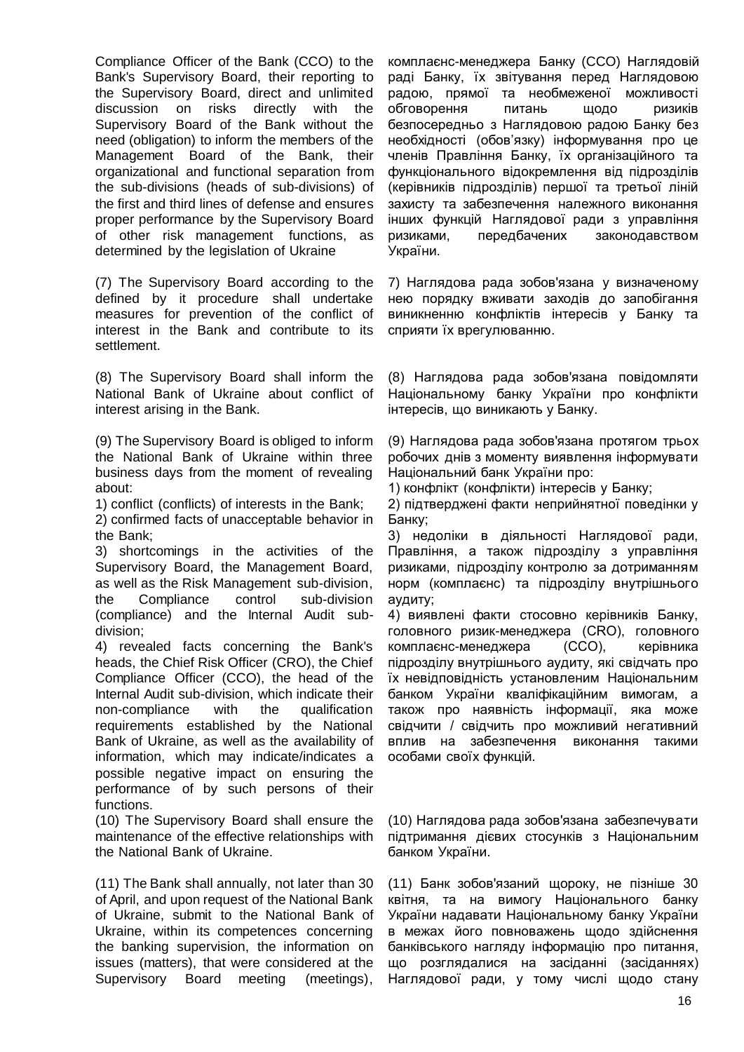Compliance Officer of the Bank (CCO) to the Bank's Supervisory Board, their reporting to the Supervisory Board, direct and unlimited discussion on risks directly with the Supervisory Board of the Bank without the need (obligation) to inform the members of the Management Board of the Bank, their organizational and functional separation from the sub-divisions (heads of sub-divisions) of the first and third lines of defense and ensures proper performance by the Supervisory Board of other risk management functions, as determined by the legislation of Ukraine

комплаєнс-менеджера Банку (CCO) Наглядовій раді Банку, їх звітування перед Наглядовою радою, прямої та необмеженої можливості обговорення питань щодо ризиків безпосередньо з Наглядовою радою Банку без необхідності (обов'язку) інформування про це членів Правління Банку, їх організаційного та функціонального відокремлення від підрозділів (керівників підрозділів) першої та третьої ліній захисту та забезпечення належного виконання інших функцій Наглядової ради з управління ризиками, передбачених законодавством України.

(7) The Supervisory Board according to the defined by it procedure shall undertake measures for prevention of the conflict of interest in the Bank and contribute to its settlement.

7) Наглядова рада зобов'язана у визначеному нею порядку вживати заходів до запобігання виникненню конфліктів інтересів у Банку та сприяти їх врегулюванню.

(8) The Supervisory Board shall inform the National Bank of Ukraine about conflict of interest arising in the Bank.

(8) Наглядова рада зобов'язана повідомляти Національному банку України про конфлікти інтересів, що виникають у Банку.

(9) The Supervisory Board is obliged to inform the National Bank of Ukraine within three business days from the moment of revealing about:

1) conflict (conflicts) of interests in the Bank;
2) confirmed facts of unacceptable behavior in the Bank;
3) shortcomings in the activities of the Supervisory Board, the Management Board, as well as the Risk Management sub-division, the Compliance control sub-division (compliance) and the Internal Audit sub-division;
4) revealed facts concerning the Bank's heads, the Chief Risk Officer (CRO), the Chief Compliance Officer (CCO), the head of the Internal Audit sub-division, which indicate their non-compliance with the qualification requirements established by the National Bank of Ukraine, as well as the availability of information, which may indicate/indicates a possible negative impact on ensuring the performance of by such persons of their functions.

(9) Наглядова рада зобов'язана протягом трьох робочих днів з моменту виявлення інформувати Національний банк України про:

1) конфлікт (конфлікти) інтересів у Банку;
2) підтверджені факти неприйнятної поведінки у Банку;
3) недоліки в діяльності Наглядової ради, Правління, а також підрозділу з управління ризиками, підрозділу контролю за дотриманням норм (комплаєнс) та підрозділу внутрішнього аудиту;
4) виявлені факти стосовно керівників Банку, головного ризик-менеджера (CRO), головного комплаєнс-менеджера (CCO), керівника підрозділу внутрішнього аудиту, які свідчать про їх невідповідність установленим Національним банком України кваліфікаційним вимогам, а також про наявність інформації, яка може свідчити / свідчить про можливий негативний вплив на забезпечення виконання такими особами своїх функцій.

(10) The Supervisory Board shall ensure the maintenance of the effective relationships with the National Bank of Ukraine.

(10) Наглядова рада зобов'язана забезпечувати підтримання дієвих стосунків з Національним банком України.

(11) The Bank shall annually, not later than 30 of April, and upon request of the National Bank of Ukraine, submit to the National Bank of Ukraine, within its competences concerning the banking supervision, the information on issues (matters), that were considered at the Supervisory Board meeting (meetings),

(11) Банк зобов'язаний щороку, не пізніше 30 квітня, та на вимогу Національного банку України надавати Національному банку України в межах його повноважень щодо здійснення банківського нагляду інформацію про питання, що розглядалися на засіданні (засіданнях) Наглядової ради, у тому числі щодо стану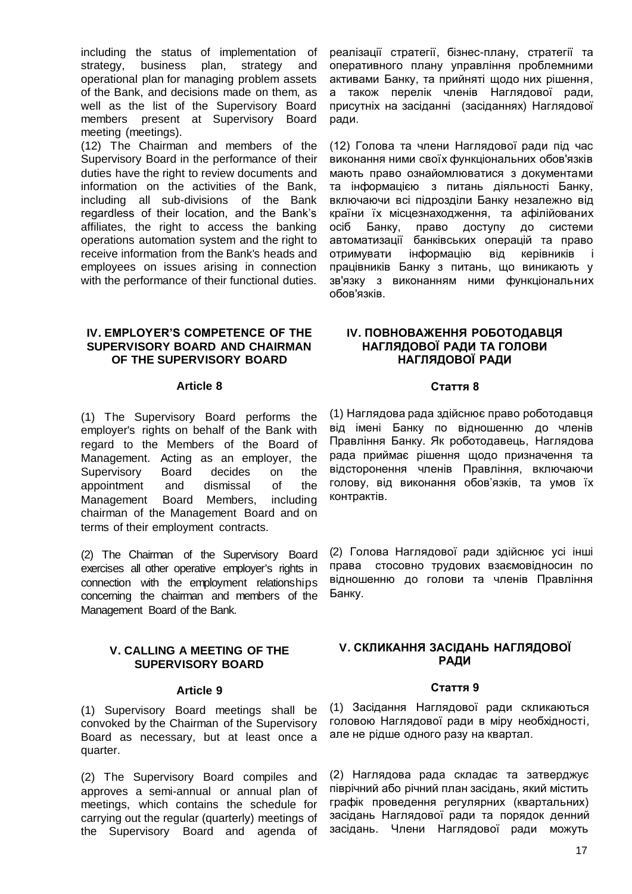including the status of implementation of strategy, business plan, strategy and operational plan for managing problem assets of the Bank, and decisions made on them, as well as the list of the Supervisory Board members present at Supervisory Board meeting (meetings).

реалізації стратегії, бізнес-плану, стратегії та оперативного плану управління проблемними активами Банку, та прийняті щодо них рішення, а також перелік членів Наглядової ради, присутніх на засіданні (засіданнях) Наглядової ради.

(12) The Chairman and members of the Supervisory Board in the performance of their duties have the right to review documents and information on the activities of the Bank, including all sub-divisions of the Bank regardless of their location, and the Bank's affiliates, the right to access the banking operations automation system and the right to receive information from the Bank's heads and employees on issues arising in connection with the performance of their functional duties.

(12) Голова та члени Наглядової ради під час виконання ними своїх функціональних обов'язків мають право ознайомлюватися з документами та інформацією з питань діяльності Банку, включаючи всі підрозділи Банку незалежно від країни їх місцезнаходження, та афілійованих осіб Банку, право доступу до системи автоматизації банківських операцій та право отримувати інформацію від керівників і працівників Банку з питань, що виникають у зв'язку з виконанням ними функціональних обов'язків.

## IV. EMPLOYER'S COMPETENCE OF THE SUPERVISORY BOARD AND CHAIRMAN OF THE SUPERVISORY BOARD

## IV. ПОВНОВАЖЕННЯ РОБОТОДАВЦЯ НАГЛЯДОВОЇ РАДИ ТА ГОЛОВИ НАГЛЯДОВОЇ РАДИ

### Article 8

### Стаття 8

(1) The Supervisory Board performs the employer's rights on behalf of the Bank with regard to the Members of the Board of Management. Acting as an employer, the Supervisory Board decides on the appointment and dismissal of the Management Board Members, including chairman of the Management Board and on terms of their employment contracts.

(1) Наглядова рада здійснює право роботодавця від імені Банку по відношенню до членів Правління Банку. Як роботодавець, Наглядова рада приймає рішення щодо призначення та відсторонення членів Правління, включаючи голову, від виконання обов'язків, та умов їх контрактів.

(2) The Chairman of the Supervisory Board exercises all other operative employer's rights in connection with the employment relationships concerning the chairman and members of the Management Board of the Bank.

(2) Голова Наглядової ради здійснює усі інші права стосовно трудових взаємовідносин по відношенню до голови та членів Правління Банку.

## V. CALLING A MEETING OF THE SUPERVISORY BOARD

## V. СКЛИКАННЯ ЗАСІДАНЬ НАГЛЯДОВОЇ РАДИ

### Article 9

### Стаття 9

(1) Supervisory Board meetings shall be convoked by the Chairman of the Supervisory Board as necessary, but at least once a quarter.

(1) Засідання Наглядової ради скликаються головою Наглядової ради в міру необхідності, але не рідше одного разу на квартал.

(2) The Supervisory Board compiles and approves a semi-annual or annual plan of meetings, which contains the schedule for carrying out the regular (quarterly) meetings of the Supervisory Board and agenda of

(2) Наглядова рада складає та затверджує піврічний або річний план засідань, який містить графік проведення регулярних (квартальних) засідань Наглядової ради та порядок денний засідань. Члени Наглядової ради можуть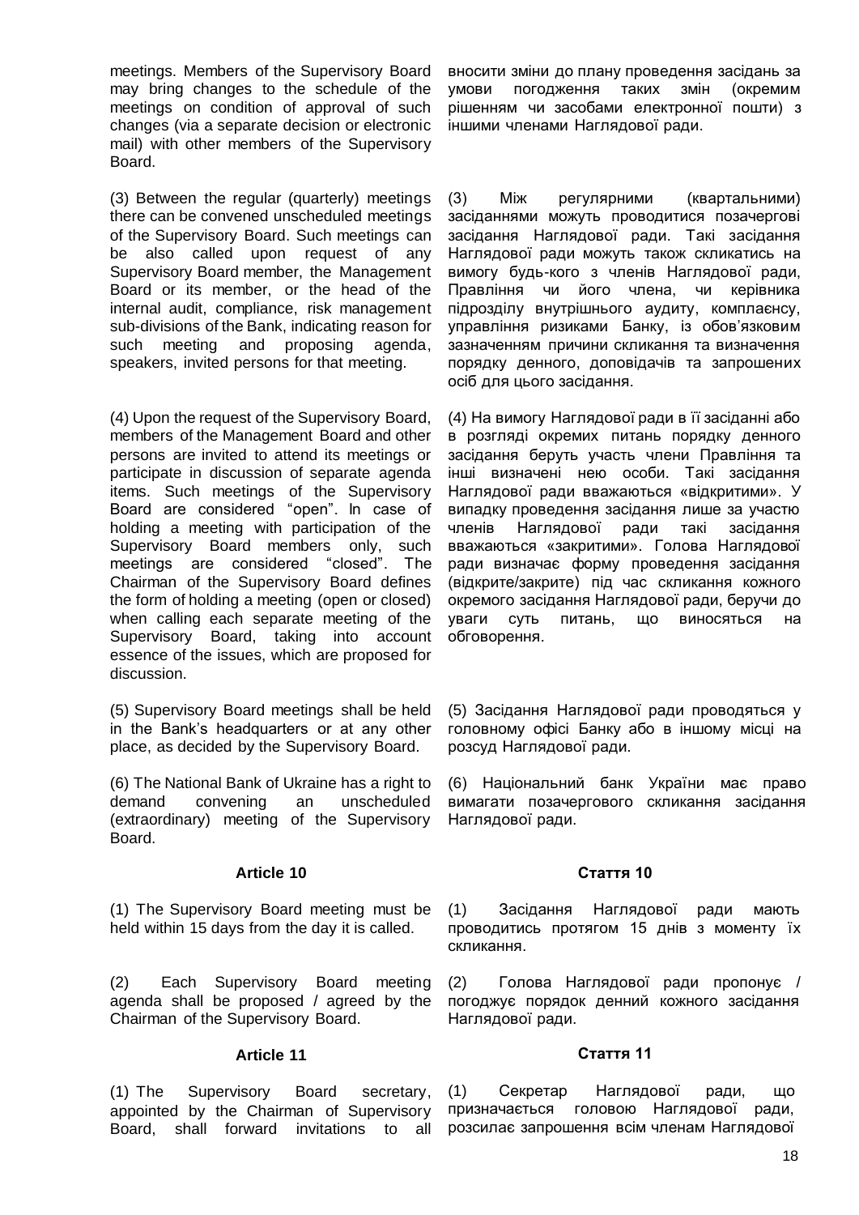meetings. Members of the Supervisory Board may bring changes to the schedule of the meetings on condition of approval of such changes (via a separate decision or electronic mail) with other members of the Supervisory Board.

вносити зміни до плану проведення засідань за умови погодження таких змін (окремим рішенням чи засобами електронної пошти) з іншими членами Наглядової ради.

(3) Between the regular (quarterly) meetings there can be convened unscheduled meetings of the Supervisory Board. Such meetings can be also called upon request of any Supervisory Board member, the Management Board or its member, or the head of the internal audit, compliance, risk management sub-divisions of the Bank, indicating reason for such meeting and proposing agenda, speakers, invited persons for that meeting.

(3) Між регулярними (квартальними) засіданнями можуть проводитися позачергові засідання Наглядової ради. Такі засідання Наглядової ради можуть також скликатись на вимогу будь-кого з членів Наглядової ради, Правління чи його члена, чи керівника підрозділу внутрішнього аудиту, комплаєнсу, управління ризиками Банку, із обов'язковим зазначенням причини скликання та визначення порядку денного, доповідачів та запрошених осіб для цього засідання.

(4) Upon the request of the Supervisory Board, members of the Management Board and other persons are invited to attend its meetings or participate in discussion of separate agenda items. Such meetings of the Supervisory Board are considered "open". In case of holding a meeting with participation of the Supervisory Board members only, such meetings are considered "closed". The Chairman of the Supervisory Board defines the form of holding a meeting (open or closed) when calling each separate meeting of the Supervisory Board, taking into account essence of the issues, which are proposed for discussion.

(4) На вимогу Наглядової ради в її засіданні або в розгляді окремих питань порядку денного засідання беруть участь члени Правління та інші визначені нею особи. Такі засідання Наглядової ради вважаються «відкритими». У випадку проведення засідання лише за участю членів Наглядової ради такі засідання вважаються «закритими». Голова Наглядової ради визначає форму проведення засідання (відкрите/закрите) під час скликання кожного окремого засідання Наглядової ради, беручи до уваги суть питань, що виносяться на обговорення.

(5) Supervisory Board meetings shall be held in the Bank's headquarters or at any other place, as decided by the Supervisory Board.

(5) Засідання Наглядової ради проводяться у головному офісі Банку або в іншому місці на розсуд Наглядової ради.

(6) The National Bank of Ukraine has a right to demand convening an unscheduled (extraordinary) meeting of the Supervisory Board.

(6) Національний банк України має право вимагати позачергового скликання засідання Наглядової ради.

### Article 10

### Стаття 10

(1) The Supervisory Board meeting must be held within 15 days from the day it is called.

(1) Засідання Наглядової ради мають проводитись протягом 15 днів з моменту їх скликання.

(2) Each Supervisory Board meeting agenda shall be proposed / agreed by the Chairman of the Supervisory Board.

(2) Голова Наглядової ради пропонує / погоджує порядок денний кожного засідання Наглядової ради.

### Article 11

### Стаття 11

(1) The Supervisory Board secretary, appointed by the Chairman of Supervisory Board, shall forward invitations to all

(1) Секретар Наглядової ради, що призначається головою Наглядової ради, розсилає запрошення всім членам Наглядової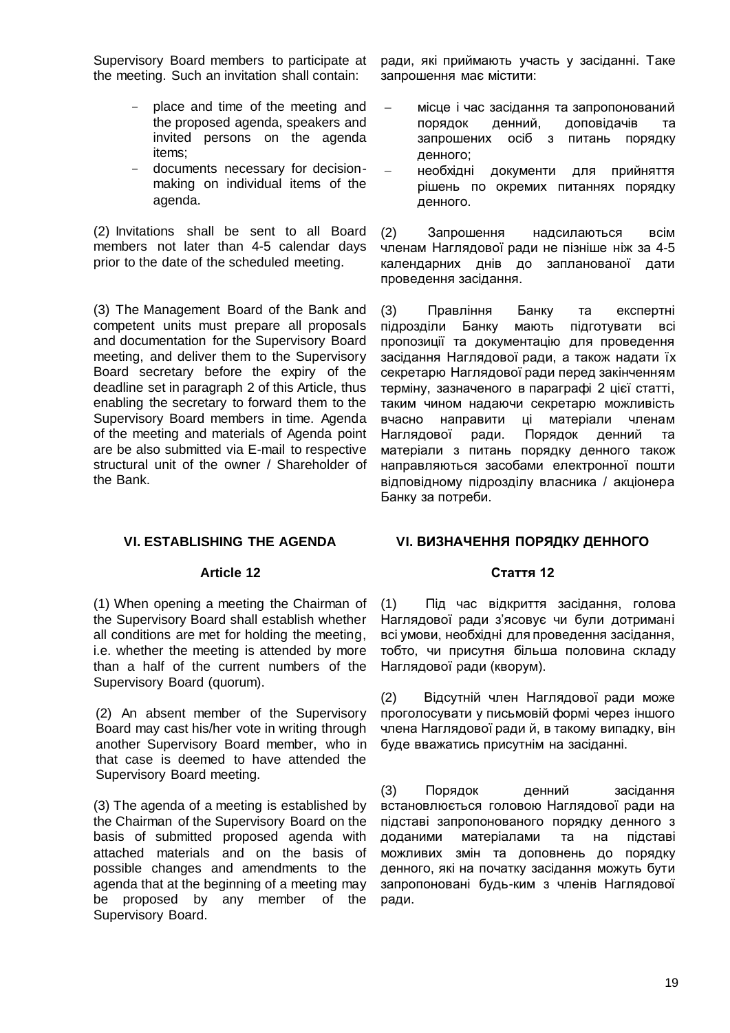Supervisory Board members to participate at the meeting. Such an invitation shall contain:

- place and time of the meeting and the proposed agenda, speakers and invited persons on the agenda items;
- documents necessary for decision-making on individual items of the agenda.

(2) Invitations shall be sent to all Board members not later than 4-5 calendar days prior to the date of the scheduled meeting.

(3) The Management Board of the Bank and competent units must prepare all proposals and documentation for the Supervisory Board meeting, and deliver them to the Supervisory Board secretary before the expiry of the deadline set in paragraph 2 of this Article, thus enabling the secretary to forward them to the Supervisory Board members in time. Agenda of the meeting and materials of Agenda point are be also submitted via E-mail to respective structural unit of the owner / Shareholder of the Bank.

ради, які приймають участь у засіданні. Таке запрошення має містити:

- місце і час засідання та запропонований порядок денний, доповідачів та запрошених осіб з питань порядку денного;
- необхідні документи для прийняття рішень по окремих питаннях порядку денного.

(2) Запрошення надсилаються всім членам Наглядової ради не пізніше ніж за 4-5 календарних днів до запланованої дати проведення засідання.

(3) Правління Банку та експертні підрозділи Банку мають підготувати всі пропозиції та документацію для проведення засідання Наглядової ради, а також надати їх секретарю Наглядової ради перед закінченням терміну, зазначеного в параграфі 2 цієї статті, таким чином надаючи секретарю можливість вчасно направити ці матеріали членам Наглядової ради. Порядок денний та матеріали з питань порядку денного також направляються засобами електронної пошти відповідному підрозділу власника / акціонера Банку за потреби.

## VI. ESTABLISHING THE AGENDA

### Article 12

(1) When opening a meeting the Chairman of the Supervisory Board shall establish whether all conditions are met for holding the meeting, i.e. whether the meeting is attended by more than a half of the current numbers of the Supervisory Board (quorum).

(2) An absent member of the Supervisory Board may cast his/her vote in writing through another Supervisory Board member, who in that case is deemed to have attended the Supervisory Board meeting.

(3) The agenda of a meeting is established by the Chairman of the Supervisory Board on the basis of submitted proposed agenda with attached materials and on the basis of possible changes and amendments to the agenda that at the beginning of a meeting may be proposed by any member of the Supervisory Board.

## VI. ВИЗНАЧЕННЯ ПОРЯДКУ ДЕННОГО

### Стаття 12

(1) Під час відкриття засідання, голова Наглядової ради з'ясовує чи були дотримані всі умови, необхідні для проведення засідання, тобто, чи присутня більша половина складу Наглядової ради (кворум).

(2) Відсутній член Наглядової ради може проголосувати у письмовій формі через іншого члена Наглядової ради й, в такому випадку, він буде вважатись присутнім на засіданні.

(3) Порядок денний засідання встановлюється головою Наглядової ради на підставі запропонованого порядку денного з доданими матеріалами та на підставі можливих змін та доповнень до порядку денного, які на початку засідання можуть бути запропоновані будь-ким з членів Наглядової ради.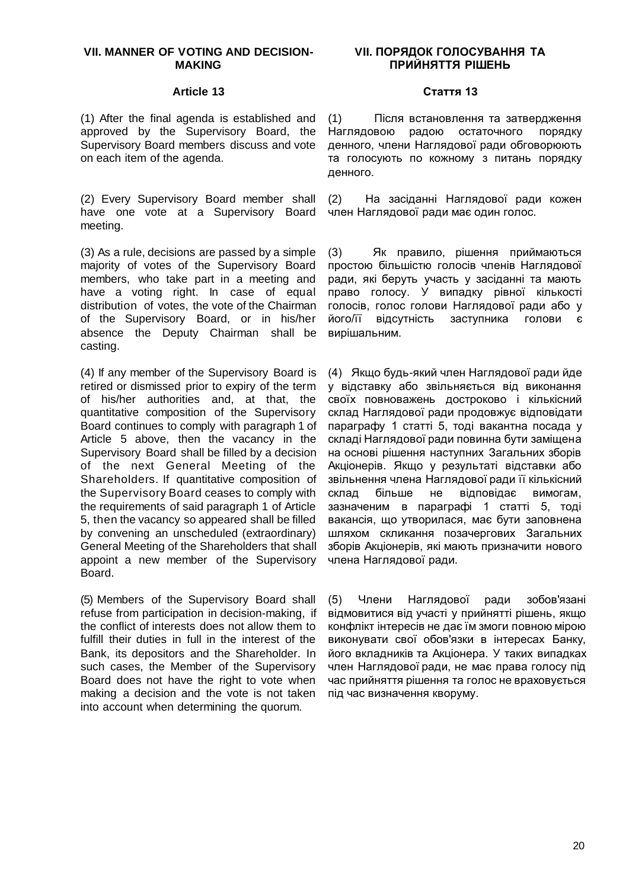## VII. MANNER OF VOTING AND DECISION-MAKING

### Article 13

(1) After the final agenda is established and approved by the Supervisory Board, the Supervisory Board members discuss and vote on each item of the agenda.

(2) Every Supervisory Board member shall have one vote at a Supervisory Board meeting.

(3) As a rule, decisions are passed by a simple majority of votes of the Supervisory Board members, who take part in a meeting and have a voting right. In case of equal distribution of votes, the vote of the Chairman of the Supervisory Board, or in his/her absence the Deputy Chairman shall be casting.

(4) If any member of the Supervisory Board is retired or dismissed prior to expiry of the term of his/her authorities and, at that, the quantitative composition of the Supervisory Board continues to comply with paragraph 1 of Article 5 above, then the vacancy in the Supervisory Board shall be filled by a decision of the next General Meeting of the Shareholders. If quantitative composition of the Supervisory Board ceases to comply with the requirements of said paragraph 1 of Article 5, then the vacancy so appeared shall be filled by convening an unscheduled (extraordinary) General Meeting of the Shareholders that shall appoint a new member of the Supervisory Board.

(5) Members of the Supervisory Board shall refuse from participation in decision-making, if the conflict of interests does not allow them to fulfill their duties in full in the interest of the Bank, its depositors and the Shareholder. In such cases, the Member of the Supervisory Board does not have the right to vote when making a decision and the vote is not taken into account when determining the quorum.

## VII. ПОРЯДОК ГОЛОСУВАННЯ ТА ПРИЙНЯТТЯ РІШЕНЬ

### Стаття 13

(1) Після встановлення та затвердження Наглядовою радою остаточного порядку денного, члени Наглядової ради обговорюють та голосують по кожному з питань порядку денного.

(2) На засіданні Наглядової ради кожен член Наглядової ради має один голос.

(3) Як правило, рішення приймаються простою більшістю голосів членів Наглядової ради, які беруть участь у засіданні та мають право голосу. У випадку рівної кількості голосів, голос голови Наглядової ради або у його/її відсутність заступника голови є вирішальним.

(4) Якщо будь-який член Наглядової ради йде у відставку або звільняється від виконання своїх повноважень достроково і кількісний склад Наглядової ради продовжує відповідати параграфу 1 статті 5, тоді вакантна посада у складі Наглядової ради повинна бути заміщена на основі рішення наступних Загальних зборів Акціонерів. Якщо у результаті відставки або звільнення члена Наглядової ради її кількісний склад більше не відповідає вимогам, зазначеним в параграфі 1 статті 5, тоді вакансія, що утворилася, має бути заповнена шляхом скликання позачергових Загальних зборів Акціонерів, які мають призначити нового члена Наглядової ради.

(5) Члени Наглядової ради зобов'язані відмовитися від участі у прийнятті рішень, якщо конфлікт інтересів не дає їм змоги повною мірою виконувати свої обов'язки в інтересах Банку, його вкладників та Акціонера. У таких випадках член Наглядової ради, не має права голосу під час прийняття рішення та голос не враховується під час визначення кворуму.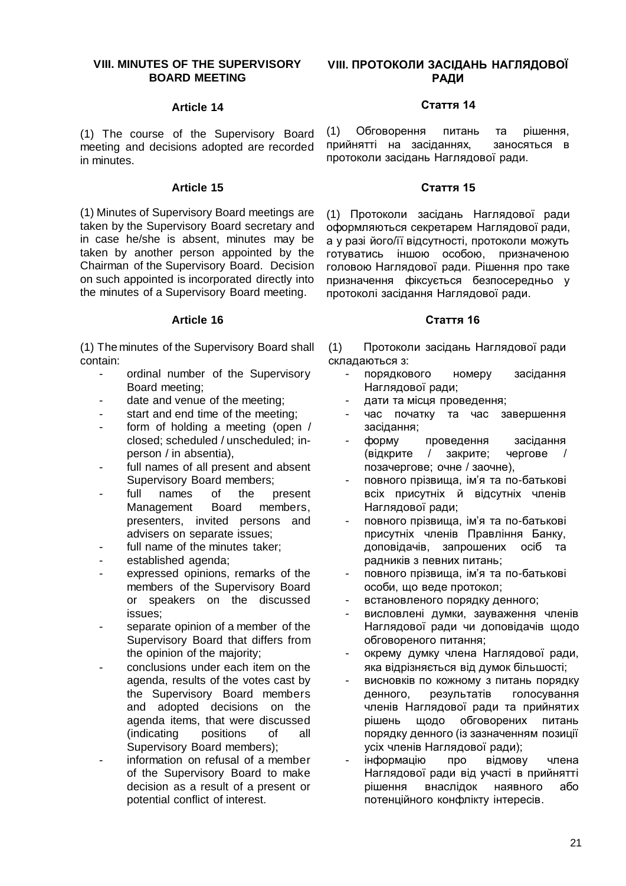## VIII. MINUTES OF THE SUPERVISORY BOARD MEETING

### Article 14

(1) The course of the Supervisory Board meeting and decisions adopted are recorded in minutes.

### Article 15

(1) Minutes of Supervisory Board meetings are taken by the Supervisory Board secretary and in case he/she is absent, minutes may be taken by another person appointed by the Chairman of the Supervisory Board. Decision on such appointed is incorporated directly into the minutes of a Supervisory Board meeting.

### Article 16

(1) The minutes of the Supervisory Board shall contain:

- ordinal number of the Supervisory Board meeting;
- date and venue of the meeting;
- start and end time of the meeting;
- form of holding a meeting (open / closed; scheduled / unscheduled; in-person / in absentia),
- full names of all present and absent Supervisory Board members;
- full names of the present Management Board members, presenters, invited persons and advisers on separate issues;
- full name of the minutes taker;
- established agenda;
- expressed opinions, remarks of the members of the Supervisory Board or speakers on the discussed issues;
- separate opinion of a member of the Supervisory Board that differs from the opinion of the majority;
- conclusions under each item on the agenda, results of the votes cast by the Supervisory Board members and adopted decisions on the agenda items, that were discussed (indicating positions of all Supervisory Board members);
- information on refusal of a member of the Supervisory Board to make decision as a result of a present or potential conflict of interest.

## VIII. ПРОТОКОЛИ ЗАСІДАНЬ НАГЛЯДОВОЇ РАДИ

### Стаття 14

(1) Обговорення питань та рішення, прийнятті на засіданнях, заносяться в протоколи засідань Наглядової ради.

### Стаття 15

(1) Протоколи засідань Наглядової ради оформляються секретарем Наглядової ради, а у разі його/її відсутності, протоколи можуть готуватись іншою особою, призначеною головою Наглядової ради. Рішення про таке призначення фіксується безпосередньо у протоколі засідання Наглядової ради.

### Стаття 16

(1) Протоколи засідань Наглядової ради складаються з:

- порядкового номеру засідання Наглядової ради;
- дати та місця проведення;
- час початку та час завершення засідання;
- форму проведення засідання (відкрите / закрите; чергове / позачергове; очне / заочне),
- повного прізвища, ім'я та по-батькові всіх присутніх й відсутніх членів Наглядової ради;
- повного прізвища, ім'я та по-батькові присутніх членів Правління Банку, доповідачів, запрошених осіб та радників з певних питань;
- повного прізвища, ім'я та по-батькові особи, що веде протокол;
- встановленого порядку денного;
- висловлені думки, зауваження членів Наглядової ради чи доповідачів щодо обговореного питання;
- окрему думку члена Наглядової ради, яка відрізняється від думок більшості;
- висновків по кожному з питань порядку денного, результатів голосування членів Наглядової ради та прийнятих рішень щодо обговорених питань порядку денного (із зазначенням позиції усіх членів Наглядової ради);
- інформацію про відмову члена Наглядової ради від участі в прийнятті рішення внаслідок наявного або потенційного конфлікту інтересів.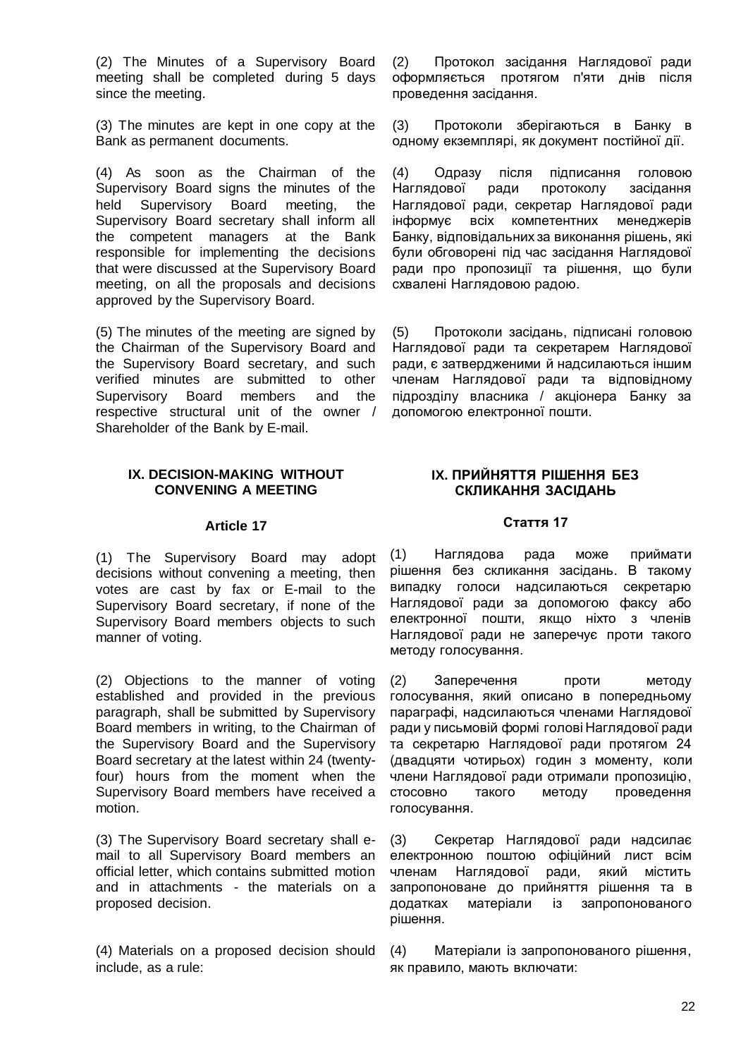(2) The Minutes of a Supervisory Board meeting shall be completed during 5 days since the meeting.

(2) Протокол засідання Наглядової ради оформляється протягом п'яти днів після проведення засідання.

(3) The minutes are kept in one copy at the Bank as permanent documents.

(3) Протоколи зберігаються в Банку в одному екземплярі, як документ постійної дії.

(4) As soon as the Chairman of the Supervisory Board signs the minutes of the held Supervisory Board meeting, the Supervisory Board secretary shall inform all the competent managers at the Bank responsible for implementing the decisions that were discussed at the Supervisory Board meeting, on all the proposals and decisions approved by the Supervisory Board.

(4) Одразу після підписання головою Наглядової ради протоколу засідання Наглядової ради, секретар Наглядової ради інформує всіх компетентних менеджерів Банку, відповідальних за виконання рішень, які були обговорені під час засідання Наглядової ради про пропозиції та рішення, що були схвалені Наглядовою радою.

(5) The minutes of the meeting are signed by the Chairman of the Supervisory Board and the Supervisory Board secretary, and such verified minutes are submitted to other Supervisory Board members and the respective structural unit of the owner / Shareholder of the Bank by E-mail.

(5) Протоколи засідань, підписані головою Наглядової ради та секретарем Наглядової ради, є затвердженими й надсилаються іншим членам Наглядової ради та відповідному підрозділу власника / акціонера Банку за допомогою електронної пошти.

## IX. DECISION-MAKING WITHOUT CONVENING A MEETING

## IX. ПРИЙНЯТТЯ РІШЕННЯ БЕЗ СКЛИКАННЯ ЗАСІДАНЬ

### Article 17

### Стаття 17

(1) The Supervisory Board may adopt decisions without convening a meeting, then votes are cast by fax or E-mail to the Supervisory Board secretary, if none of the Supervisory Board members objects to such manner of voting.

(1) Наглядова рада може приймати рішення без скликання засідань. В такому випадку голоси надсилаються секретарю Наглядової ради за допомогою факсу або електронної пошти, якщо ніхто з членів Наглядової ради не заперечує проти такого методу голосування.

(2) Objections to the manner of voting established and provided in the previous paragraph, shall be submitted by Supervisory Board members in writing, to the Chairman of the Supervisory Board and the Supervisory Board secretary at the latest within 24 (twenty-four) hours from the moment when the Supervisory Board members have received a motion.

(2) Заперечення проти методу голосування, який описано в попередньому параграфі, надсилаються членами Наглядової ради у письмовій формі голові Наглядової ради та секретарю Наглядової ради протягом 24 (двадцяти чотирьох) годин з моменту, коли члени Наглядової ради отримали пропозицію, стосовно такого методу проведення голосування.

(3) The Supervisory Board secretary shall e-mail to all Supervisory Board members an official letter, which contains submitted motion and in attachments - the materials on a proposed decision.

(3) Секретар Наглядової ради надсилає електронною поштою офіційний лист всім членам Наглядової ради, який містить запропоноване до прийняття рішення та в додатках матеріали із запропонованого рішення.

(4) Materials on a proposed decision should include, as a rule:

(4) Матеріали із запропонованого рішення, як правило, мають включати: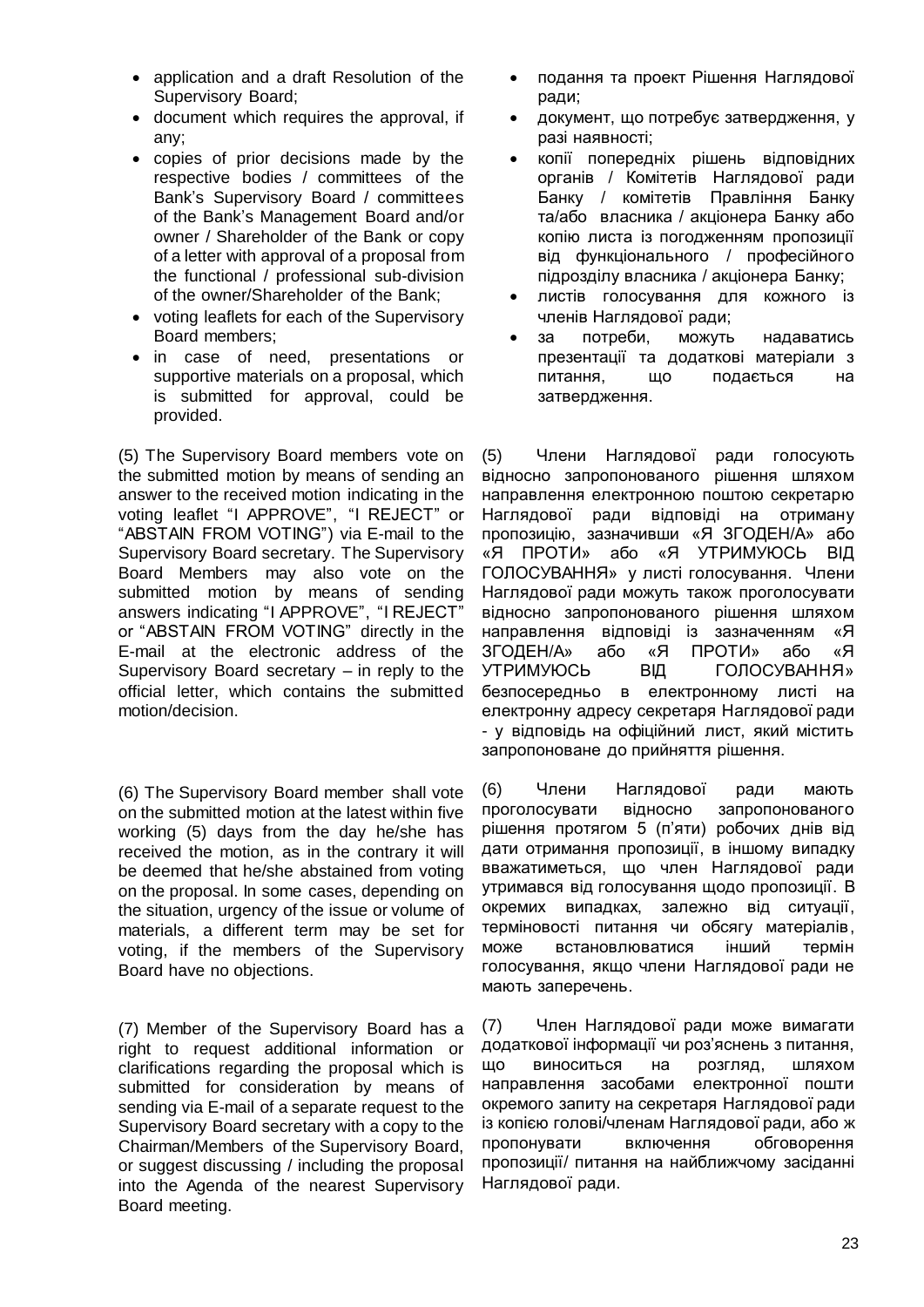- application and a draft Resolution of the Supervisory Board;
- document which requires the approval, if any;
- copies of prior decisions made by the respective bodies / committees of the Bank's Supervisory Board / committees of the Bank's Management Board and/or owner / Shareholder of the Bank or copy of a letter with approval of a proposal from the functional / professional sub-division of the owner/Shareholder of the Bank;
- voting leaflets for each of the Supervisory Board members;
- in case of need, presentations or supportive materials on a proposal, which is submitted for approval, could be provided.

- подання та проект Рішення Наглядової ради;
- документ, що потребує затвердження, у разі наявності;
- копії попередніх рішень відповідних органів / Комітетів Наглядової ради Банку / комітетів Правління Банку та/або власника / акціонера Банку або копію листа із погодженням пропозиції від функціонального / професійного підрозділу власника / акціонера Банку;
- листів голосування для кожного із членів Наглядової ради;
- за потреби, можуть надаватись презентації та додаткові матеріали з питання, що подається на затвердження.

(5) The Supervisory Board members vote on the submitted motion by means of sending an answer to the received motion indicating in the voting leaflet "I APPROVE", "I REJECT" or "ABSTAIN FROM VOTING") via E-mail to the Supervisory Board secretary. The Supervisory Board Members may also vote on the submitted motion by means of sending answers indicating "I APPROVE", "I REJECT" or "ABSTAIN FROM VOTING" directly in the E-mail at the electronic address of the Supervisory Board secretary – in reply to the official letter, which contains the submitted motion/decision.

(5) Члени Наглядової ради голосують відносно запропонованого рішення шляхом направлення електронною поштою секретарю Наглядової ради відповіді на отриману пропозицію, зазначивши «Я ЗГОДЕН/А» або «Я ПРОТИ» або «Я УТРИМУЮСЬ ВІД ГОЛОСУВАННЯ» у листі голосування. Члени Наглядової ради можуть також проголосувати відносно запропонованого рішення шляхом направлення відповіді із зазначенням «Я ЗГОДЕН/А» або «Я ПРОТИ» або «Я УТРИМУЮСЬ ВІД ГОЛОСУВАННЯ» безпосередньо в електронному листі на електронну адресу секретаря Наглядової ради - у відповідь на офіційний лист, який містить запропоноване до прийняття рішення.

(6) The Supervisory Board member shall vote on the submitted motion at the latest within five working (5) days from the day he/she has received the motion, as in the contrary it will be deemed that he/she abstained from voting on the proposal. In some cases, depending on the situation, urgency of the issue or volume of materials, a different term may be set for voting, if the members of the Supervisory Board have no objections.

(6) Члени Наглядової ради мають проголосувати відносно запропонованого рішення протягом 5 (п'яти) робочих днів від дати отримання пропозиції, в іншому випадку вважатиметься, що член Наглядової ради утримався від голосування щодо пропозиції. В окремих випадках, залежно від ситуації, терміновості питання чи обсягу матеріалів, може встановлюватися інший термін голосування, якщо члени Наглядової ради не мають заперечень.

(7) Member of the Supervisory Board has a right to request additional information or clarifications regarding the proposal which is submitted for consideration by means of sending via E-mail of a separate request to the Supervisory Board secretary with a copy to the Chairman/Members of the Supervisory Board, or suggest discussing / including the proposal into the Agenda of the nearest Supervisory Board meeting.

(7) Член Наглядової ради може вимагати додаткової інформації чи роз'яснень з питання, що виноситься на розгляд, шляхом направлення засобами електронної пошти окремого запиту на секретаря Наглядової ради із копією голові/членам Наглядової ради, або ж пропонувати включення обговорення пропозиції/ питання на найближчому засіданні Наглядової ради.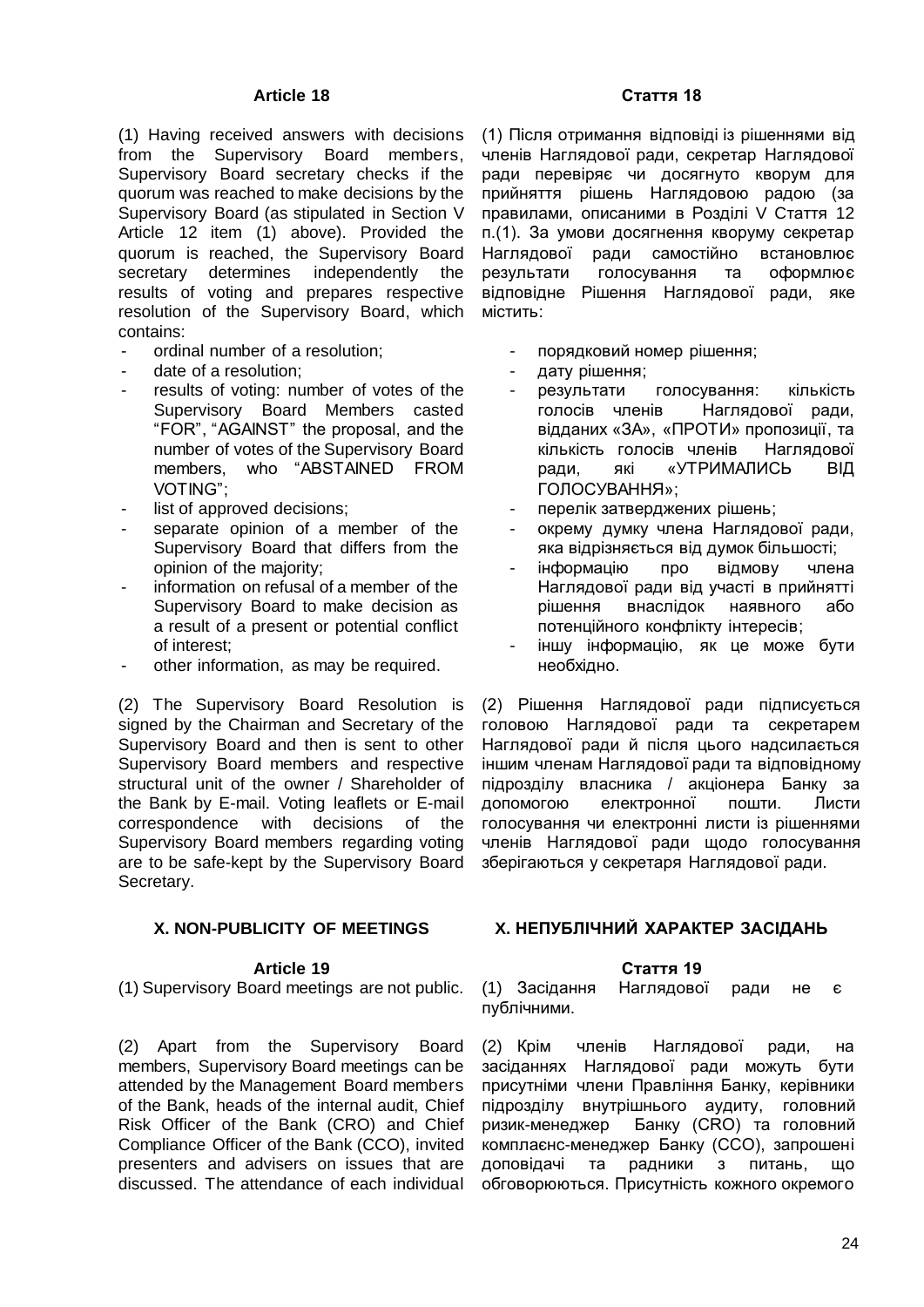**Article 18**

(1) Having received answers with decisions from the Supervisory Board members, Supervisory Board secretary checks if the quorum was reached to make decisions by the Supervisory Board (as stipulated in Section V Article 12 item (1) above). Provided the quorum is reached, the Supervisory Board secretary determines independently the results of voting and prepares respective resolution of the Supervisory Board, which contains:

- ordinal number of a resolution;
- date of a resolution;
- results of voting: number of votes of the Supervisory Board Members casted "FOR", "AGAINST" the proposal, and the number of votes of the Supervisory Board members, who "ABSTAINED FROM VOTING";
- list of approved decisions;
- separate opinion of a member of the Supervisory Board that differs from the opinion of the majority;
- information on refusal of a member of the Supervisory Board to make decision as a result of a present or potential conflict of interest;
- other information, as may be required.

(2) The Supervisory Board Resolution is signed by the Chairman and Secretary of the Supervisory Board and then is sent to other Supervisory Board members and respective structural unit of the owner / Shareholder of the Bank by E-mail. Voting leaflets or E-mail correspondence with decisions of the Supervisory Board members regarding voting are to be safe-kept by the Supervisory Board Secretary.

**Стаття 18**

(1) Після отримання відповіді із рішеннями від членів Наглядової ради, секретар Наглядової ради перевіряє чи досягнуто кворум для прийняття рішень Наглядовою радою (за правилами, описаними в Розділі V Стаття 12 п.(1). За умови досягнення кворуму секретар Наглядової ради самостійно встановлює результати голосування та оформлює відповідне Рішення Наглядової ради, яке містить:

- порядковий номер рішення;
- дату рішення;
- результати голосування: кількість голосів членів Наглядової ради, відданих «ЗА», «ПРОТИ» пропозиції, та кількість голосів членів Наглядової ради, які «УТРИМАЛИСЬ ВІД ГОЛОСУВАННЯ»;
- перелік затверджених рішень;
- окрему думку члена Наглядової ради, яка відрізняється від думок більшості;
- інформацію про відмову члена Наглядової ради від участі в прийнятті рішення внаслідок наявного або потенційного конфлікту інтересів;
- іншу інформацію, як це може бути необхідно.

(2) Рішення Наглядової ради підписується головою Наглядової ради та секретарем Наглядової ради й після цього надсилається іншим членам Наглядової ради та відповідному підрозділу власника / акціонера Банку за допомогою електронної пошти. Листи голосування чи електронні листи із рішеннями членів Наглядової ради щодо голосування зберігаються у секретаря Наглядової ради.

## X. NON-PUBLICITY OF MEETINGS

**Article 19**

(1) Supervisory Board meetings are not public.

(2) Apart from the Supervisory Board members, Supervisory Board meetings can be attended by the Management Board members of the Bank, heads of the internal audit, Chief Risk Officer of the Bank (CRO) and Chief Compliance Officer of the Bank (CCO), invited presenters and advisers on issues that are discussed. The attendance of each individual

## X. НЕПУБЛІЧНИЙ ХАРАКТЕР ЗАСІДАНЬ

**Стаття 19**

(1) Засідання Наглядової ради не є публічними.

(2) Крім членів Наглядової ради, на засіданнях Наглядової ради можуть бути присутніми члени Правління Банку, керівники підрозділу внутрішнього аудиту, головний ризик-менеджер Банку (CRO) та головний комплаєнс-менеджер Банку (CCO), запрошені доповідачі та радники з питань, що обговорюються. Присутність кожного окремого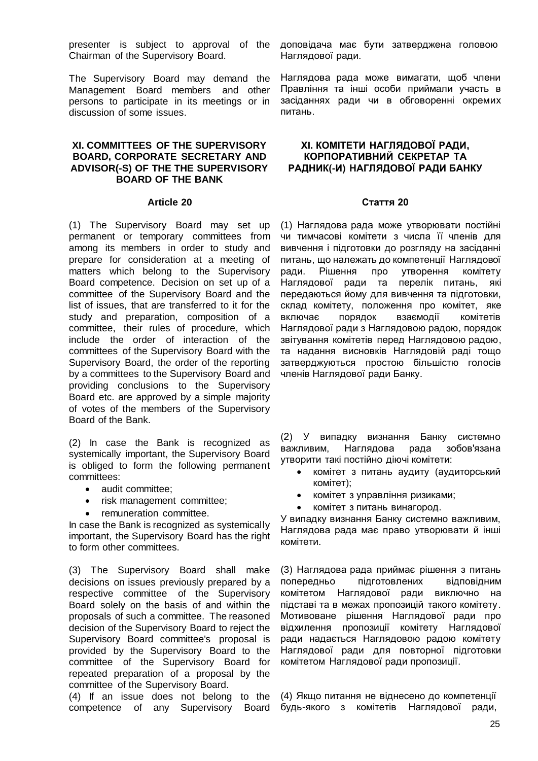presenter is subject to approval of the Chairman of the Supervisory Board.

доповідача має бути затверджена головою Наглядової ради.

The Supervisory Board may demand the Management Board members and other persons to participate in its meetings or in discussion of some issues.

Наглядова рада може вимагати, щоб члени Правління та інші особи приймали участь в засіданнях ради чи в обговоренні окремих питань.

## XI. COMMITTEES OF THE SUPERVISORY BOARD, CORPORATE SECRETARY AND ADVISOR(-S) OF THE THE SUPERVISORY BOARD OF THE BANK

## XI. КОМІТЕТИ НАГЛЯДОВОЇ РАДИ, КОРПОРАТИВНИЙ СЕКРЕТАР ТА РАДНИК(-И) НАГЛЯДОВОЇ РАДИ БАНКУ

### Article 20

### Стаття 20

(1) The Supervisory Board may set up permanent or temporary committees from among its members in order to study and prepare for consideration at a meeting of matters which belong to the Supervisory Board competence. Decision on set up of a committee of the Supervisory Board and the list of issues, that are transferred to it for the study and preparation, composition of a committee, their rules of procedure, which include the order of interaction of the committees of the Supervisory Board with the Supervisory Board, the order of the reporting by a committees to the Supervisory Board and providing conclusions to the Supervisory Board etc. are approved by a simple majority of votes of the members of the Supervisory Board of the Bank.

(1) Наглядова рада може утворювати постійні чи тимчасові комітети з числа її членів для вивчення і підготовки до розгляду на засіданні питань, що належать до компетенції Наглядової ради. Рішення про утворення комітету Наглядової ради та перелік питань, які передаються йому для вивчення та підготовки, склад комітету, положення про комітет, яке включає порядок взаємодії комітетів Наглядової ради з Наглядовою радою, порядок звітування комітетів перед Наглядовою радою, та надання висновків Наглядовій раді тощо затверджуються простою більшістю голосів членів Наглядової ради Банку.

(2) In case the Bank is recognized as systemically important, the Supervisory Board is obliged to form the following permanent committees:

- audit committee;
- risk management committee;
- remuneration committee.

In case the Bank is recognized as systemically important, the Supervisory Board has the right to form other committees.

(2) У випадку визнання Банку системно важливим, Наглядова рада зобов'язана утворити такі постійно діючі комітети:

- комітет з питань аудиту (аудиторський комітет);
- комітет з управління ризиками;
- комітет з питань винагород.

У випадку визнання Банку системно важливим, Наглядова рада має право утворювати й інші комітети.

(3) The Supervisory Board shall make decisions on issues previously prepared by a respective committee of the Supervisory Board solely on the basis of and within the proposals of such a committee. The reasoned decision of the Supervisory Board to reject the Supervisory Board committee's proposal is provided by the Supervisory Board to the committee of the Supervisory Board for repeated preparation of a proposal by the committee of the Supervisory Board.

(3) Наглядова рада приймає рішення з питань попередньо підготовлених відповідним комітетом Наглядової ради виключно на підставі та в межах пропозицій такого комітету. Мотивоване рішення Наглядової ради про відхилення пропозиції комітету Наглядової ради надається Наглядовою радою комітету Наглядової ради для повторної підготовки комітетом Наглядової ради пропозиції.

(4) If an issue does not belong to the competence of any Supervisory Board

(4) Якщо питання не віднесено до компетенції будь-якого з комітетів Наглядової ради,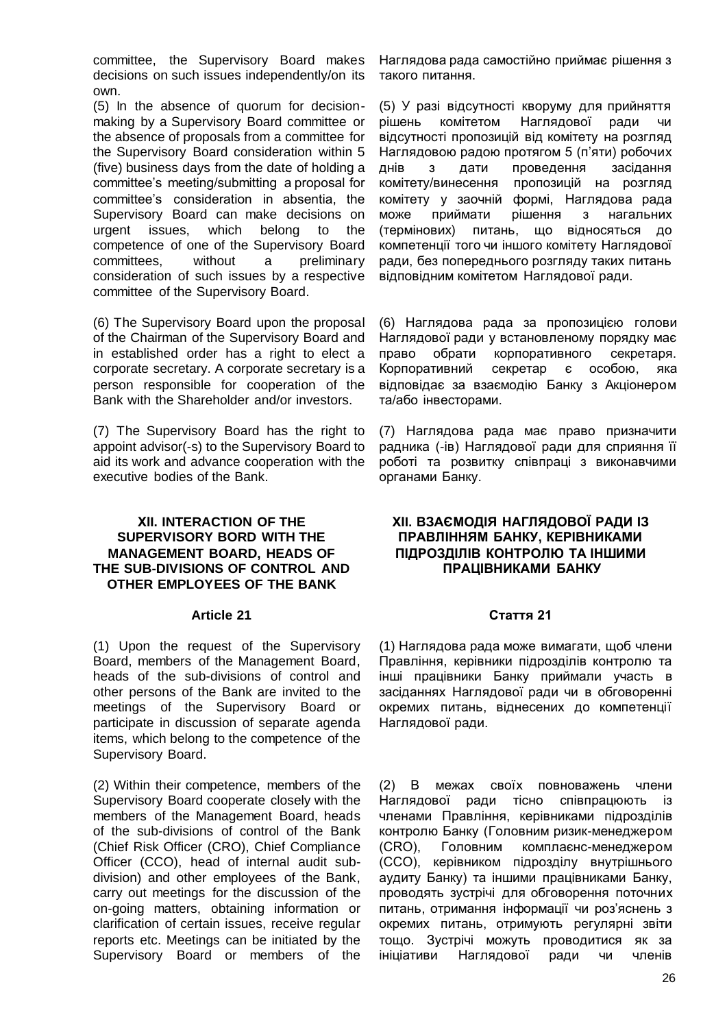committee, the Supervisory Board makes decisions on such issues independently/on its own.

Наглядова рада самостійно приймає рішення з такого питання.

(5) In the absence of quorum for decision-making by a Supervisory Board committee or the absence of proposals from a committee for the Supervisory Board consideration within 5 (five) business days from the date of holding a committee's meeting/submitting a proposal for committee's consideration in absentia, the Supervisory Board can make decisions on urgent issues, which belong to the competence of one of the Supervisory Board committees, without a preliminary consideration of such issues by a respective committee of the Supervisory Board.

(5) У разі відсутності кворуму для прийняття рішень комітетом Наглядової ради чи відсутності пропозицій від комітету на розгляд Наглядовою радою протягом 5 (п'яти) робочих днів з дати проведення засідання комітету/винесення пропозицій на розгляд комітету у заочній формі, Наглядова рада може приймати рішення з нагальних (термінових) питань, що відносяться до компетенції того чи іншого комітету Наглядової ради, без попереднього розгляду таких питань відповідним комітетом Наглядової ради.

(6) The Supervisory Board upon the proposal of the Chairman of the Supervisory Board and in established order has a right to elect a corporate secretary. A corporate secretary is a person responsible for cooperation of the Bank with the Shareholder and/or investors.

(6) Наглядова рада за пропозицією голови Наглядової ради у встановленому порядку має право обрати корпоративного секретаря. Корпоративний секретар є особою, яка відповідає за взаємодію Банку з Акціонером та/або інвесторами.

(7) The Supervisory Board has the right to appoint advisor(-s) to the Supervisory Board to aid its work and advance cooperation with the executive bodies of the Bank.

(7) Наглядова рада має право призначити радника (-ів) Наглядової ради для сприяння її роботі та розвитку співпраці з виконавчими органами Банку.

## XII. INTERACTION OF THE SUPERVISORY BORD WITH THE MANAGEMENT BOARD, HEADS OF THE SUB-DIVISIONS OF CONTROL AND OTHER EMPLOYEES OF THE BANK

## XII. ВЗАЄМОДІЯ НАГЛЯДОВОЇ РАДИ ІЗ ПРАВЛІННЯМ БАНКУ, КЕРІВНИКАМИ ПІДРОЗДІЛІВ КОНТРОЛЮ ТА ІНШИМИ ПРАЦІВНИКАМИ БАНКУ

### Article 21

### Стаття 21

(1) Upon the request of the Supervisory Board, members of the Management Board, heads of the sub-divisions of control and other persons of the Bank are invited to the meetings of the Supervisory Board or participate in discussion of separate agenda items, which belong to the competence of the Supervisory Board.

(1) Наглядова рада може вимагати, щоб члени Правління, керівники підрозділів контролю та інші працівники Банку приймали участь в засіданнях Наглядової ради чи в обговоренні окремих питань, віднесених до компетенції Наглядової ради.

(2) Within their competence, members of the Supervisory Board cooperate closely with the members of the Management Board, heads of the sub-divisions of control of the Bank (Chief Risk Officer (CRO), Chief Compliance Officer (CCO), head of internal audit sub-division) and other employees of the Bank, carry out meetings for the discussion of the on-going matters, obtaining information or clarification of certain issues, receive regular reports etc. Meetings can be initiated by the Supervisory Board or members of the

(2) В межах своїх повноважень члени Наглядової ради тісно співпрацюють із членами Правління, керівниками підрозділів контролю Банку (Головним ризик-менеджером (CRO), Головним комплаєнс-менеджером (CCO), керівником підрозділу внутрішнього аудиту Банку) та іншими працівниками Банку, проводять зустрічі для обговорення поточних питань, отримання інформації чи роз'яснень з окремих питань, отримують регулярні звіти тощо. Зустрічі можуть проводитися як за ініціативи Наглядової ради чи членів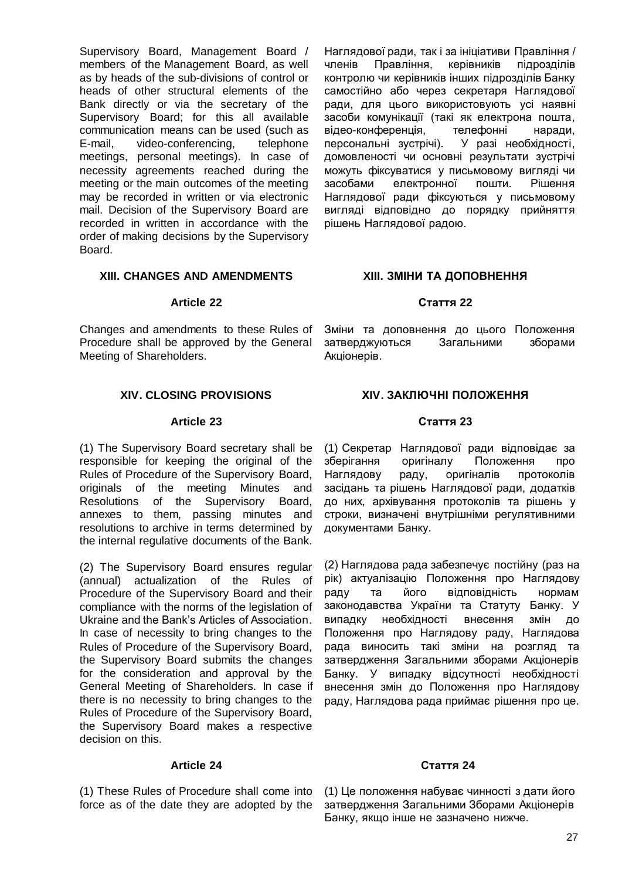Supervisory Board, Management Board / members of the Management Board, as well as by heads of the sub-divisions of control or heads of other structural elements of the Bank directly or via the secretary of the Supervisory Board; for this all available communication means can be used (such as E-mail, video-conferencing, telephone meetings, personal meetings). In case of necessity agreements reached during the meeting or the main outcomes of the meeting may be recorded in written or via electronic mail. Decision of the Supervisory Board are recorded in written in accordance with the order of making decisions by the Supervisory Board.

Наглядової ради, так і за ініціативи Правління / членів Правління, керівників підрозділів контролю чи керівників інших підрозділів Банку самостійно або через секретаря Наглядової ради, для цього використовують усі наявні засоби комунікації (такі як електрона пошта, відео-конференція, телефонні наради, персональні зустрічі). У разі необхідності, домовленості чи основні результати зустрічі можуть фіксуватися у письмовому вигляді чи засобами електронної пошти. Рішення Наглядової ради фіксуються у письмовому вигляді відповідно до порядку прийняття рішень Наглядовою радою.

## XIII. CHANGES AND AMENDMENTS

## XIII. ЗМІНИ ТА ДОПОВНЕННЯ

### Article 22

Changes and amendments to these Rules of Procedure shall be approved by the General Meeting of Shareholders.

### Стаття 22

Зміни та доповнення до цього Положення затверджуються Загальними зборами Акціонерів.

## XIV. CLOSING PROVISIONS

## XIV. ЗАКЛЮЧНІ ПОЛОЖЕННЯ

### Article 23

(1) The Supervisory Board secretary shall be responsible for keeping the original of the Rules of Procedure of the Supervisory Board, originals of the meeting Minutes and Resolutions of the Supervisory Board, annexes to them, passing minutes and resolutions to archive in terms determined by the internal regulative documents of the Bank.

(2) The Supervisory Board ensures regular (annual) actualization of the Rules of Procedure of the Supervisory Board and their compliance with the norms of the legislation of Ukraine and the Bank's Articles of Association. In case of necessity to bring changes to the Rules of Procedure of the Supervisory Board, the Supervisory Board submits the changes for the consideration and approval by the General Meeting of Shareholders. In case if there is no necessity to bring changes to the Rules of Procedure of the Supervisory Board, the Supervisory Board makes a respective decision on this.

### Стаття 23

(1) Секретар Наглядової ради відповідає за зберігання оригіналу Положення про Наглядову раду, оригіналів протоколів засідань та рішень Наглядової ради, додатків до них, архівування протоколів та рішень у строки, визначені внутрішніми регулятивними документами Банку.

(2) Наглядова рада забезпечує постійну (раз на рік) актуалізацію Положення про Наглядову раду та його відповідність нормам законодавства України та Статуту Банку. У випадку необхідності внесення змін до Положення про Наглядову раду, Наглядова рада виносить такі зміни на розгляд та затвердження Загальними зборами Акціонерів Банку. У випадку відсутності необхідності внесення змін до Положення про Наглядову раду, Наглядова рада приймає рішення про це.

### Article 24

(1) These Rules of Procedure shall come into force as of the date they are adopted by the

### Стаття 24

(1) Це положення набуває чинності з дати його затвердження Загальними Зборами Акціонерів Банку, якщо інше не зазначено нижче.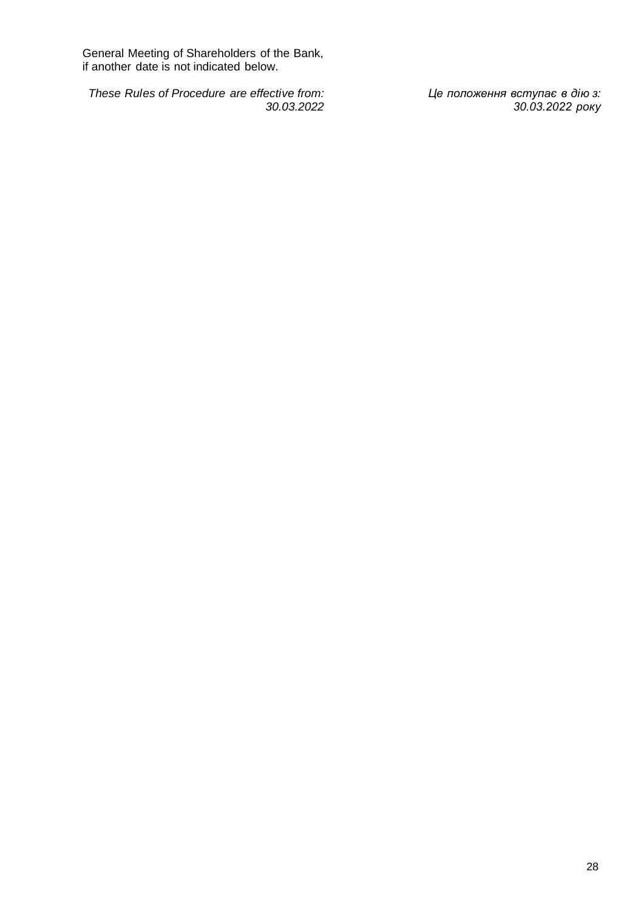General Meeting of Shareholders of the Bank, if another date is not indicated below.

*These Rules of Procedure are effective from: 30.03.2022*

*Це положення вступає в дію з: 30.03.2022 року*